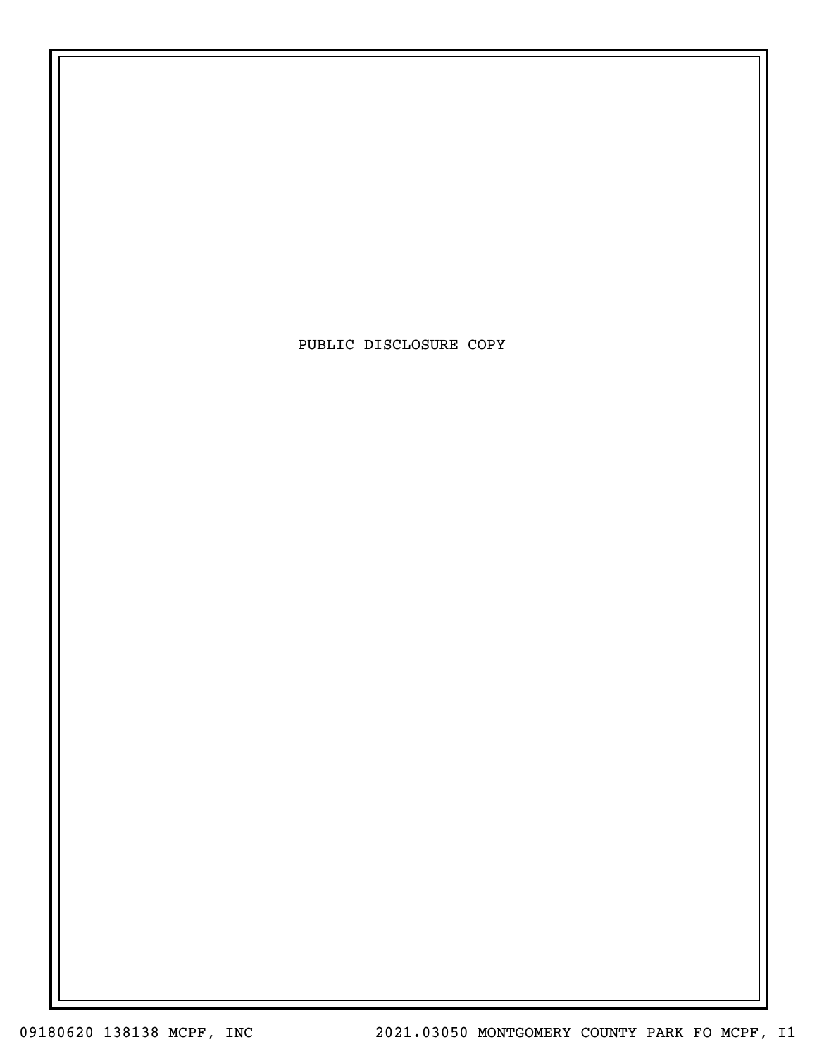PUBLIC DISCLOSURE COPY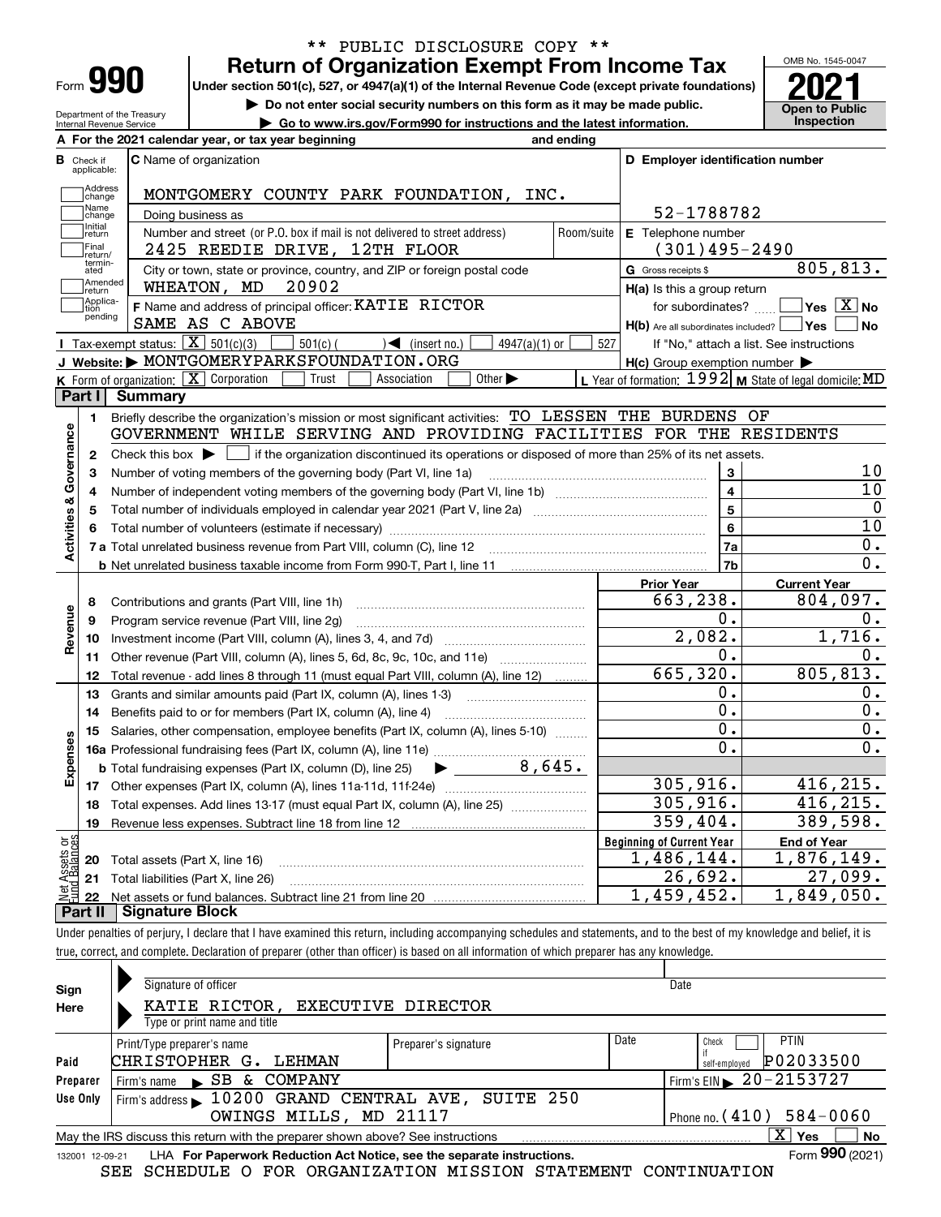\*\* PUBLIC DISCLOSURE COPY \*\*

Form **990**

# Return of Organization Exempt From Income Tax

**Under section 501(c), 527, or 4947(a)(1) of the Internal Revenue Code (except private foundations)**

▶ Do not enter social security numbers on this form as it may be made public.

▶ Go to www.irs.gov/Form990 for instructions and the latest information.

OMB No. 1545-0047

**2021**

**Open to Public Inspection**

Department of the Treasury
Internal Revenue Service

**A** For the 2021 calendar year, or tax year beginning and ending

**B** Check if applicable: Address change, Name change, Initial return, Final return/terminated, Amended return, Application pending

**C** Name of organization: MONTGOMERY COUNTY PARK FOUNDATION, INC.

Doing business as

Number and street (or P.O. box if mail is not delivered to street address): 2425 REEDIE DRIVE, 12TH FLOOR | Room/suite

City or town, state or province, country, and ZIP or foreign postal code: WHEATON, MD 20902

**F** Name and address of principal officer: KATIE RICTOR
SAME AS C ABOVE

**D** Employer identification number: 52-1788782

**E** Telephone number: (301)495-2490

**G** Gross receipts $ 805,813.

**H(a)** Is this a group return for subordinates? ☐ Yes ☒ No

**H(b)** Are all subordinates included? ☐ Yes ☐ No
If "No," attach a list. See instructions

**H(c)** Group exemption number ▶

**I** Tax-exempt status: ☒ 501(c)(3) ☐ 501(c) ( ) ◀ (insert no.) ☐ 4947(a)(1) or ☐ 527

**J** Website: ▶ MONTGOMERYPARKSFOUNDATION.ORG

**K** Form of organization: ☒ Corporation ☐ Trust ☐ Association ☐ Other ▶

**L** Year of formation: 1992 **M** State of legal domicile: MD

## Part I Summary

**Activities & Governance**

1 Briefly describe the organization's mission or most significant activities: TO LESSEN THE BURDENS OF GOVERNMENT WHILE SERVING AND PROVIDING FACILITIES FOR THE RESIDENTS

2 Check this box ▶ ☐ if the organization discontinued its operations or disposed of more than 25% of its net assets.

| | | | |
|---|---|---|---|
| 3 | Number of voting members of the governing body (Part VI, line 1a) | 3 | 10 |
| 4 | Number of independent voting members of the governing body (Part VI, line 1b) | 4 | 10 |
| 5 | Total number of individuals employed in calendar year 2021 (Part V, line 2a) | 5 | 0 |
| 6 | Total number of volunteers (estimate if necessary) | 6 | 10 |
| 7a | Total unrelated business revenue from Part VIII, column (C), line 12 | 7a | 0. |
| b | Net unrelated business taxable income from Form 990-T, Part I, line 11 | 7b | 0. |

| | | | Prior Year | Current Year |
|---|---|---|---|---|
| **Revenue** | 8 | Contributions and grants (Part VIII, line 1h) | 663,238. | 804,097. |
| | 9 | Program service revenue (Part VIII, line 2g) | 0. | 0. |
| | 10 | Investment income (Part VIII, column (A), lines 3, 4, and 7d) | 2,082. | 1,716. |
| | 11 | Other revenue (Part VIII, column (A), lines 5, 6d, 8c, 9c, 10c, and 11e) | 0. | 0. |
| | 12 | Total revenue - add lines 8 through 11 (must equal Part VIII, column (A), line 12) | 665,320. | 805,813. |
| **Expenses** | 13 | Grants and similar amounts paid (Part IX, column (A), lines 1-3) | 0. | 0. |
| | 14 | Benefits paid to or for members (Part IX, column (A), line 4) | 0. | 0. |
| | 15 | Salaries, other compensation, employee benefits (Part IX, column (A), lines 5-10) | 0. | 0. |
| | 16a | Professional fundraising fees (Part IX, column (A), line 11e) | 0. | 0. |
| | b | Total fundraising expenses (Part IX, column (D), line 25) ▶ 8,645. | | |
| | 17 | Other expenses (Part IX, column (A), lines 11a-11d, 11f-24e) | 305,916. | 416,215. |
| | 18 | Total expenses. Add lines 13-17 (must equal Part IX, column (A), line 25) | 305,916. | 416,215. |
| | 19 | Revenue less expenses. Subtract line 18 from line 12 | 359,404. | 389,598. |
| | | | **Beginning of Current Year** | **End of Year** |
| **Net Assets or Fund Balances** | 20 | Total assets (Part X, line 16) | 1,486,144. | 1,876,149. |
| | 21 | Total liabilities (Part X, line 26) | 26,692. | 27,099. |
| | 22 | Net assets or fund balances. Subtract line 21 from line 20 | 1,459,452. | 1,849,050. |

## Part II Signature Block

Under penalties of perjury, I declare that I have examined this return, including accompanying schedules and statements, and to the best of my knowledge and belief, it is true, correct, and complete. Declaration of preparer (other than officer) is based on all information of which preparer has any knowledge.

**Sign Here**

Signature of officer | Date

KATIE RICTOR, EXECUTIVE DIRECTOR
Type or print name and title

**Paid Preparer Use Only**

| Print/Type preparer's name | Preparer's signature | Date | Check ☐ if self-employed | PTIN |
|---|---|---|---|---|
| CHRISTOPHER G. LEHMAN | | | | P02033500 |

Firm's name ▶ SB & COMPANY | Firm's EIN ▶ 20-2153727

Firm's address ▶ 10200 GRAND CENTRAL AVE, SUITE 250, OWINGS MILLS, MD 21117 | Phone no. (410) 584-0060

May the IRS discuss this return with the preparer shown above? See instructions ☒ Yes ☐ No

132001 12-09-21 LHA For Paperwork Reduction Act Notice, see the separate instructions. Form **990** (2021)

SEE SCHEDULE O FOR ORGANIZATION MISSION STATEMENT CONTINUATION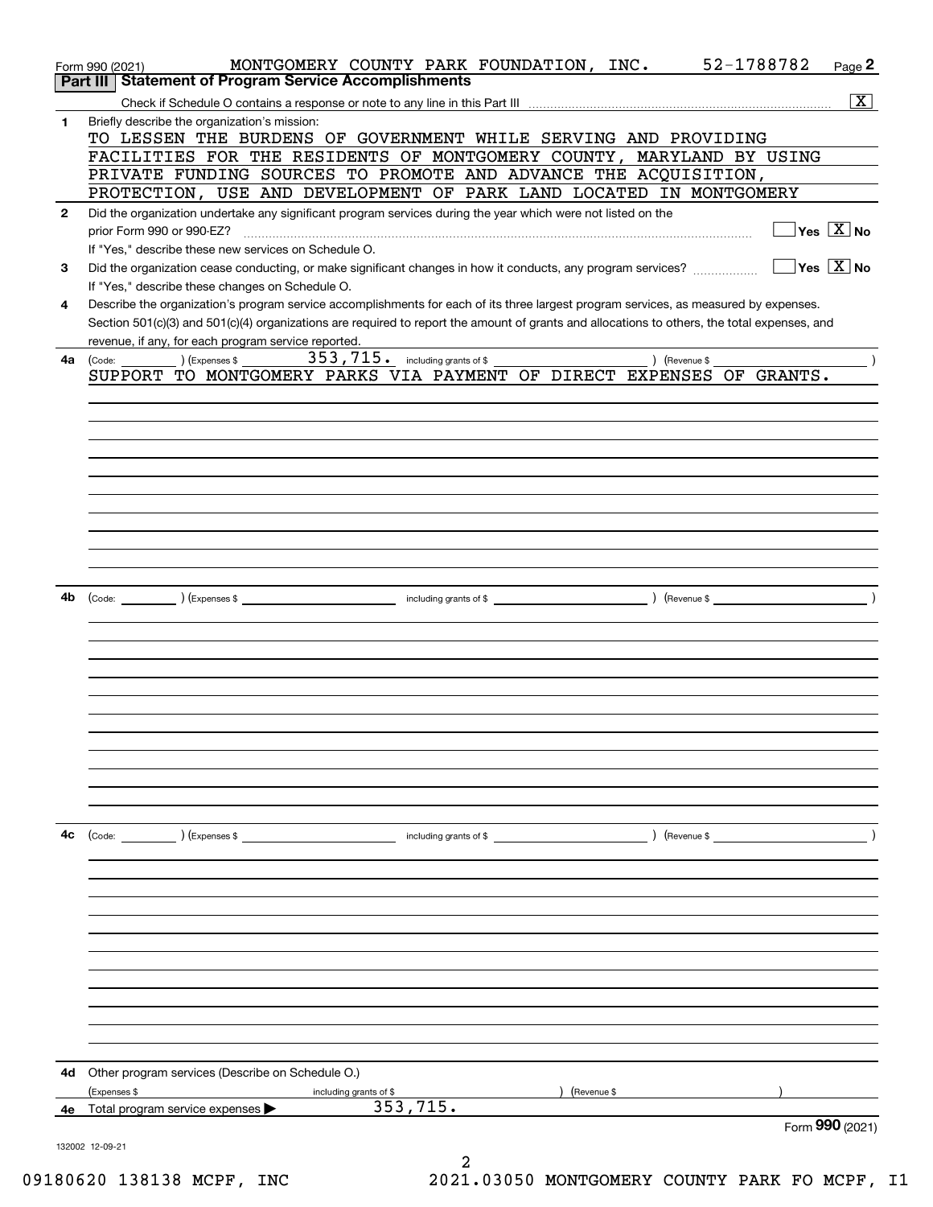Form 990 (2021) MONTGOMERY COUNTY PARK FOUNDATION, INC. 52-1788782 Page 2

## Part III Statement of Program Service Accomplishments

Check if Schedule O contains a response or note to any line in this Part III .......... [X]

**1** Briefly describe the organization's mission:

TO LESSEN THE BURDENS OF GOVERNMENT WHILE SERVING AND PROVIDING FACILITIES FOR THE RESIDENTS OF MONTGOMERY COUNTY, MARYLAND BY USING PRIVATE FUNDING SOURCES TO PROMOTE AND ADVANCE THE ACQUISITION, PROTECTION, USE AND DEVELOPMENT OF PARK LAND LOCATED IN MONTGOMERY

**2** Did the organization undertake any significant program services during the year which were not listed on the prior Form 990 or 990-EZ? .......... [ ] Yes [X] No

If "Yes," describe these new services on Schedule O.

**3** Did the organization cease conducting, or make significant changes in how it conducts, any program services? .......... [ ] Yes [X] No

If "Yes," describe these changes on Schedule O.

**4** Describe the organization's program service accomplishments for each of its three largest program services, as measured by expenses. Section 501(c)(3) and 501(c)(4) organizations are required to report the amount of grants and allocations to others, the total expenses, and revenue, if any, for each program service reported.

**4a** (Code: ) (Expenses $ 353,715. including grants of $ ) (Revenue $ )

SUPPORT TO MONTGOMERY PARKS VIA PAYMENT OF DIRECT EXPENSES OF GRANTS.

**4b** (Code: ) (Expenses $ including grants of $ ) (Revenue $ )

**4c** (Code: ) (Expenses $ including grants of $ ) (Revenue $ )

**4d** Other program services (Describe on Schedule O.)

(Expenses $ including grants of $ ) (Revenue $ )

**4e** Total program service expenses ▶ 353,715.

Form 990 (2021)

132002 12-09-21

09180620 138138 MCPF, INC 2021.03050 MONTGOMERY COUNTY PARK FO MCPF, I1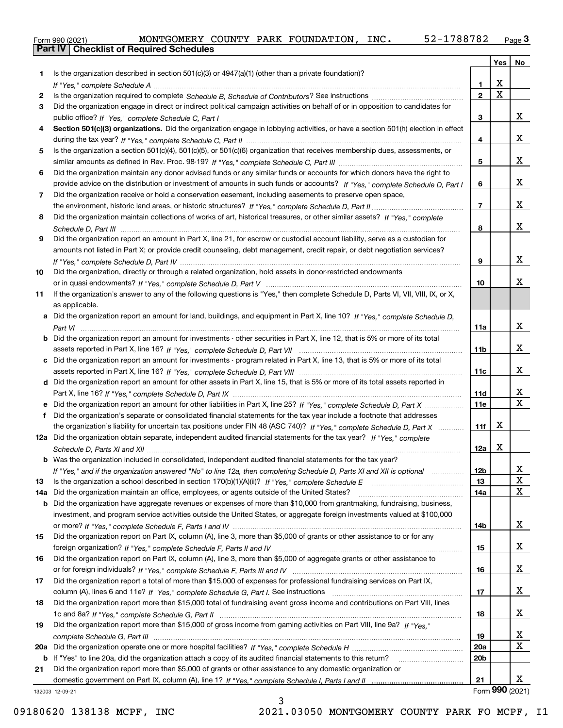Form 990 (2021) MONTGOMERY COUNTY PARK FOUNDATION, INC. 52-1788782

## Part IV Checklist of Required Schedules

| | | | Yes | No |
|---|---|---|---|---|
| 1 | Is the organization described in section 501(c)(3) or 4947(a)(1) (other than a private foundation)? *If "Yes," complete Schedule A* | 1 | X | |
| 2 | Is the organization required to complete *Schedule B, Schedule of Contributors*? See instructions | 2 | X | |
| 3 | Did the organization engage in direct or indirect political campaign activities on behalf of or in opposition to candidates for public office? *If "Yes," complete Schedule C, Part I* | 3 | | X |
| 4 | **Section 501(c)(3) organizations.** Did the organization engage in lobbying activities, or have a section 501(h) election in effect during the tax year? *If "Yes," complete Schedule C, Part II* | 4 | | X |
| 5 | Is the organization a section 501(c)(4), 501(c)(5), or 501(c)(6) organization that receives membership dues, assessments, or similar amounts as defined in Rev. Proc. 98-19? *If "Yes," complete Schedule C, Part III* | 5 | | X |
| 6 | Did the organization maintain any donor advised funds or any similar funds or accounts for which donors have the right to provide advice on the distribution or investment of amounts in such funds or accounts? *If "Yes," complete Schedule D, Part I* | 6 | | X |
| 7 | Did the organization receive or hold a conservation easement, including easements to preserve open space, the environment, historic land areas, or historic structures? *If "Yes," complete Schedule D, Part II* | 7 | | X |
| 8 | Did the organization maintain collections of works of art, historical treasures, or other similar assets? *If "Yes," complete Schedule D, Part III* | 8 | | X |
| 9 | Did the organization report an amount in Part X, line 21, for escrow or custodial account liability, serve as a custodian for amounts not listed in Part X; or provide credit counseling, debt management, credit repair, or debt negotiation services? *If "Yes," complete Schedule D, Part IV* | 9 | | X |
| 10 | Did the organization, directly or through a related organization, hold assets in donor-restricted endowments or in quasi endowments? *If "Yes," complete Schedule D, Part V* | 10 | | X |
| 11 | If the organization's answer to any of the following questions is "Yes," then complete Schedule D, Parts VI, VII, VIII, IX, or X, as applicable. | | | |
| a | Did the organization report an amount for land, buildings, and equipment in Part X, line 10? *If "Yes," complete Schedule D, Part VI* | 11a | | X |
| b | Did the organization report an amount for investments - other securities in Part X, line 12, that is 5% or more of its total assets reported in Part X, line 16? *If "Yes," complete Schedule D, Part VII* | 11b | | X |
| c | Did the organization report an amount for investments - program related in Part X, line 13, that is 5% or more of its total assets reported in Part X, line 16? *If "Yes," complete Schedule D, Part VIII* | 11c | | X |
| d | Did the organization report an amount for other assets in Part X, line 15, that is 5% or more of its total assets reported in Part X, line 16? *If "Yes," complete Schedule D, Part IX* | 11d | | X |
| e | Did the organization report an amount for other liabilities in Part X, line 25? *If "Yes," complete Schedule D, Part X* | 11e | | X |
| f | Did the organization's separate or consolidated financial statements for the tax year include a footnote that addresses the organization's liability for uncertain tax positions under FIN 48 (ASC 740)? *If "Yes," complete Schedule D, Part X* | 11f | X | |
| 12a | Did the organization obtain separate, independent audited financial statements for the tax year? *If "Yes," complete Schedule D, Parts XI and XII* | 12a | X | |
| b | Was the organization included in consolidated, independent audited financial statements for the tax year? *If "Yes," and if the organization answered "No" to line 12a, then completing Schedule D, Parts XI and XII is optional* | 12b | | X |
| 13 | Is the organization a school described in section 170(b)(1)(A)(ii)? *If "Yes," complete Schedule E* | 13 | | X |
| 14a | Did the organization maintain an office, employees, or agents outside of the United States? | 14a | | X |
| b | Did the organization have aggregate revenues or expenses of more than $10,000 from grantmaking, fundraising, business, investment, and program service activities outside the United States, or aggregate foreign investments valued at $100,000 or more? *If "Yes," complete Schedule F, Parts I and IV* | 14b | | X |
| 15 | Did the organization report on Part IX, column (A), line 3, more than $5,000 of grants or other assistance to or for any foreign organization? *If "Yes," complete Schedule F, Parts II and IV* | 15 | | X |
| 16 | Did the organization report on Part IX, column (A), line 3, more than $5,000 of aggregate grants or other assistance to or for foreign individuals? *If "Yes," complete Schedule F, Parts III and IV* | 16 | | X |
| 17 | Did the organization report a total of more than $15,000 of expenses for professional fundraising services on Part IX, column (A), lines 6 and 11e? *If "Yes," complete Schedule G, Part I.* See instructions | 17 | | X |
| 18 | Did the organization report more than $15,000 total of fundraising event gross income and contributions on Part VIII, lines 1c and 8a? *If "Yes," complete Schedule G, Part II* | 18 | | X |
| 19 | Did the organization report more than $15,000 of gross income from gaming activities on Part VIII, line 9a? *If "Yes," complete Schedule G, Part III* | 19 | | X |
| 20a | Did the organization operate one or more hospital facilities? *If "Yes," complete Schedule H* | 20a | | X |
| b | If "Yes" to line 20a, did the organization attach a copy of its audited financial statements to this return? | 20b | | |
| 21 | Did the organization report more than $5,000 of grants or other assistance to any domestic organization or domestic government on Part IX, column (A), line 1? *If "Yes," complete Schedule I, Parts I and II* | 21 | | X |

132003 12-09-21

Form **990** (2021)

09180620 138138 MCPF, INC 2021.03050 MONTGOMERY COUNTY PARK FO MCPF, I1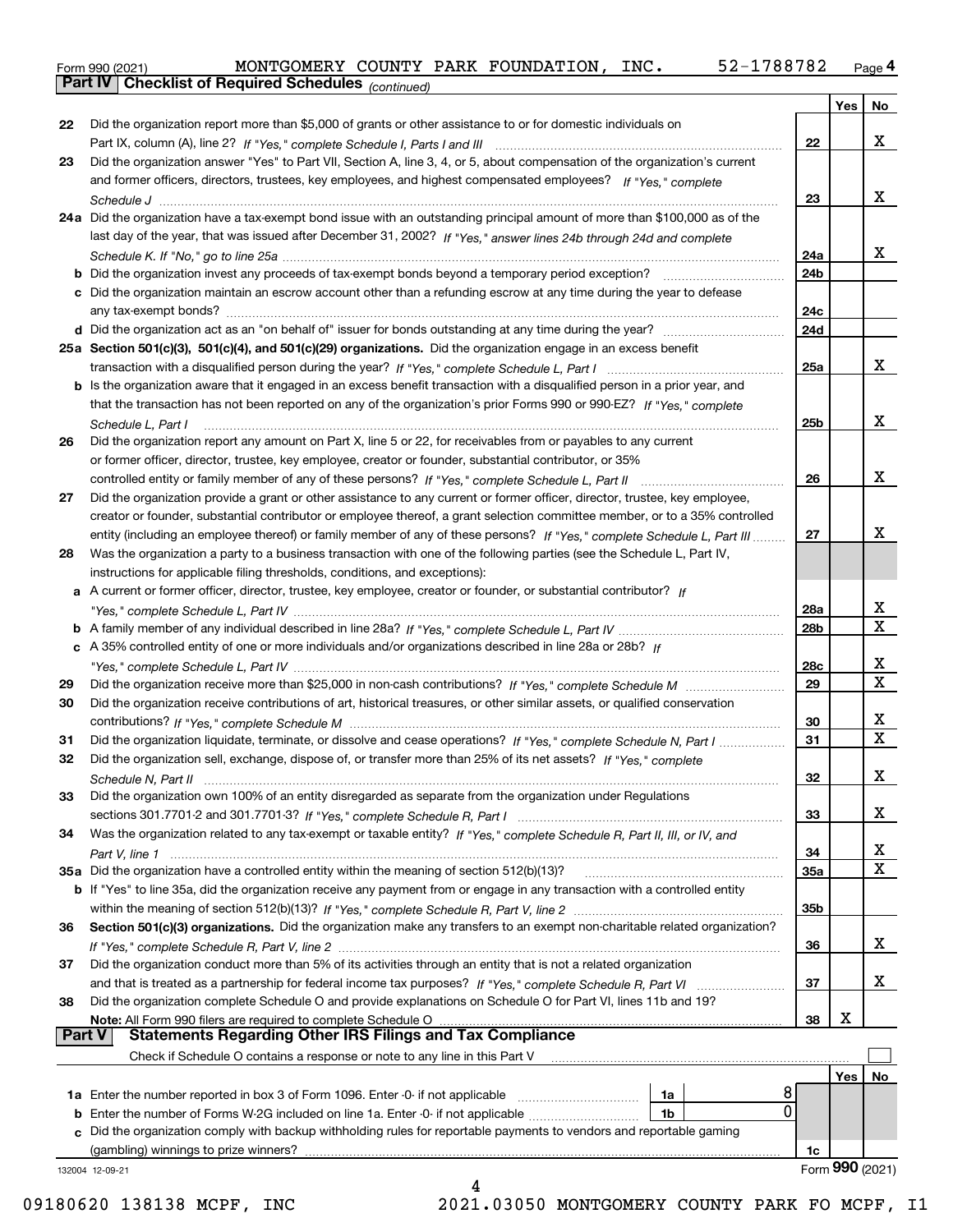Form 990 (2021) MONTGOMERY COUNTY PARK FOUNDATION, INC. 52-1788782 Page 4

**Part IV | Checklist of Required Schedules** *(continued)*

| | | | Yes | No |
|---|---|---|---|---|
| 22 | Did the organization report more than $5,000 of grants or other assistance to or for domestic individuals on Part IX, column (A), line 2? *If "Yes," complete Schedule I, Parts I and III* | 22 | | X |
| 23 | Did the organization answer "Yes" to Part VII, Section A, line 3, 4, or 5, about compensation of the organization's current and former officers, directors, trustees, key employees, and highest compensated employees? *If "Yes," complete Schedule J* | 23 | | X |
| 24a | Did the organization have a tax-exempt bond issue with an outstanding principal amount of more than $100,000 as of the last day of the year, that was issued after December 31, 2002? *If "Yes," answer lines 24b through 24d and complete Schedule K. If "No," go to line 25a* | 24a | | X |
| b | Did the organization invest any proceeds of tax-exempt bonds beyond a temporary period exception? | 24b | | |
| c | Did the organization maintain an escrow account other than a refunding escrow at any time during the year to defease any tax-exempt bonds? | 24c | | |
| d | Did the organization act as an "on behalf of" issuer for bonds outstanding at any time during the year? | 24d | | |
| 25a | **Section 501(c)(3), 501(c)(4), and 501(c)(29) organizations.** Did the organization engage in an excess benefit transaction with a disqualified person during the year? *If "Yes," complete Schedule L, Part I* | 25a | | X |
| b | Is the organization aware that it engaged in an excess benefit transaction with a disqualified person in a prior year, and that the transaction has not been reported on any of the organization's prior Forms 990 or 990-EZ? *If "Yes," complete Schedule L, Part I* | 25b | | X |
| 26 | Did the organization report any amount on Part X, line 5 or 22, for receivables from or payables to any current or former officer, director, trustee, key employee, creator or founder, substantial contributor, or 35% controlled entity or family member of any of these persons? *If "Yes," complete Schedule L, Part II* | 26 | | X |
| 27 | Did the organization provide a grant or other assistance to any current or former officer, director, trustee, key employee, creator or founder, substantial contributor or employee thereof, a grant selection committee member, or to a 35% controlled entity (including an employee thereof) or family member of any of these persons? *If "Yes," complete Schedule L, Part III* | 27 | | X |
| 28 | Was the organization a party to a business transaction with one of the following parties (see the Schedule L, Part IV, instructions for applicable filing thresholds, conditions, and exceptions): | | | |
| a | A current or former officer, director, trustee, key employee, creator or founder, or substantial contributor? *If "Yes," complete Schedule L, Part IV* | 28a | | X |
| b | A family member of any individual described in line 28a? *If "Yes," complete Schedule L, Part IV* | 28b | | X |
| c | A 35% controlled entity of one or more individuals and/or organizations described in line 28a or 28b? *If "Yes," complete Schedule L, Part IV* | 28c | | X |
| 29 | Did the organization receive more than $25,000 in non-cash contributions? *If "Yes," complete Schedule M* | 29 | | X |
| 30 | Did the organization receive contributions of art, historical treasures, or other similar assets, or qualified conservation contributions? *If "Yes," complete Schedule M* | 30 | | X |
| 31 | Did the organization liquidate, terminate, or dissolve and cease operations? *If "Yes," complete Schedule N, Part I* | 31 | | X |
| 32 | Did the organization sell, exchange, dispose of, or transfer more than 25% of its net assets? *If "Yes," complete Schedule N, Part II* | 32 | | X |
| 33 | Did the organization own 100% of an entity disregarded as separate from the organization under Regulations sections 301.7701-2 and 301.7701-3? *If "Yes," complete Schedule R, Part I* | 33 | | X |
| 34 | Was the organization related to any tax-exempt or taxable entity? *If "Yes," complete Schedule R, Part II, III, or IV, and Part V, line 1* | 34 | | X |
| 35a | Did the organization have a controlled entity within the meaning of section 512(b)(13)? | 35a | | X |
| b | If "Yes" to line 35a, did the organization receive any payment from or engage in any transaction with a controlled entity within the meaning of section 512(b)(13)? *If "Yes," complete Schedule R, Part V, line 2* | 35b | | |
| 36 | **Section 501(c)(3) organizations.** Did the organization make any transfers to an exempt non-charitable related organization? *If "Yes," complete Schedule R, Part V, line 2* | 36 | | X |
| 37 | Did the organization conduct more than 5% of its activities through an entity that is not a related organization and that is treated as a partnership for federal income tax purposes? *If "Yes," complete Schedule R, Part VI* | 37 | | X |
| 38 | Did the organization complete Schedule O and provide explanations on Schedule O for Part VI, lines 11b and 19? **Note:** All Form 990 filers are required to complete Schedule O | 38 | X | |

**Part V | Statements Regarding Other IRS Filings and Tax Compliance**

Check if Schedule O contains a response or note to any line in this Part V ☐

| | | | | | Yes | No |
|---|---|---|---|---|---|---|
| 1a | Enter the number reported in box 3 of Form 1096. Enter -0- if not applicable | 1a | 8 | | | |
| b | Enter the number of Forms W-2G included on line 1a. Enter -0- if not applicable | 1b | 0 | | | |
| c | Did the organization comply with backup withholding rules for reportable payments to vendors and reportable gaming (gambling) winnings to prize winners? | | | 1c | | |

132004 12-09-21 Form **990** (2021)

09180620 138138 MCPF, INC 2021.03050 MONTGOMERY COUNTY PARK FO MCPF, I1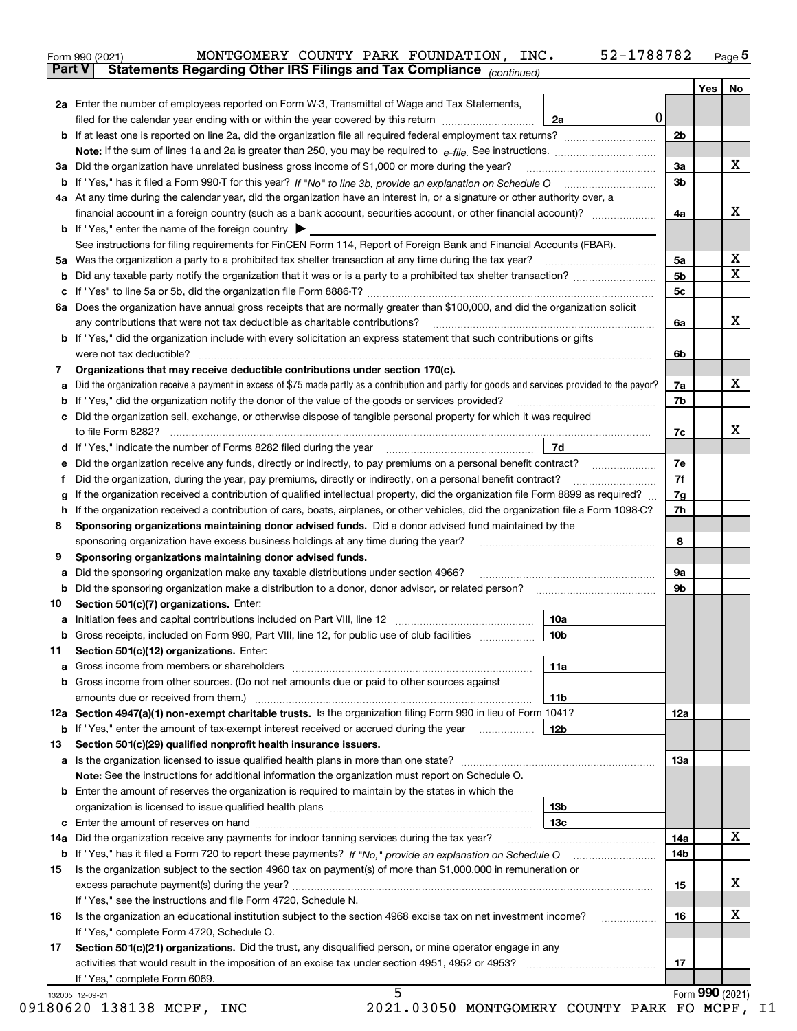Form 990 (2021) MONTGOMERY COUNTY PARK FOUNDATION, INC. 52-1788782 Page 5

## Part V Statements Regarding Other IRS Filings and Tax Compliance *(continued)*

| | | | | | Yes | No |
|---|---|---|---|---|---|---|
| **2a** | Enter the number of employees reported on Form W-3, Transmittal of Wage and Tax Statements, filed for the calendar year ending with or within the year covered by this return | 2a | 0 | | | |
| **b** | If at least one is reported on line 2a, did the organization file all required federal employment tax returns? | | | 2b | | |
| | **Note:** If the sum of lines 1a and 2a is greater than 250, you may be required to *e-file.* See instructions. | | | | | |
| **3a** | Did the organization have unrelated business gross income of $1,000 or more during the year? | | | 3a | | X |
| **b** | If "Yes," has it filed a Form 990-T for this year? *If "No" to line 3b, provide an explanation on Schedule O* | | | 3b | | |
| **4a** | At any time during the calendar year, did the organization have an interest in, or a signature or other authority over, a financial account in a foreign country (such as a bank account, securities account, or other financial account)? | | | 4a | | X |
| **b** | If "Yes," enter the name of the foreign country ▶ | | | | | |
| | See instructions for filing requirements for FinCEN Form 114, Report of Foreign Bank and Financial Accounts (FBAR). | | | | | |
| **5a** | Was the organization a party to a prohibited tax shelter transaction at any time during the tax year? | | | 5a | | X |
| **b** | Did any taxable party notify the organization that it was or is a party to a prohibited tax shelter transaction? | | | 5b | | X |
| **c** | If "Yes" to line 5a or 5b, did the organization file Form 8886-T? | | | 5c | | |
| **6a** | Does the organization have annual gross receipts that are normally greater than $100,000, and did the organization solicit any contributions that were not tax deductible as charitable contributions? | | | 6a | | X |
| **b** | If "Yes," did the organization include with every solicitation an express statement that such contributions or gifts were not tax deductible? | | | 6b | | |
| **7** | **Organizations that may receive deductible contributions under section 170(c).** | | | | | |
| **a** | Did the organization receive a payment in excess of $75 made partly as a contribution and partly for goods and services provided to the payor? | | | 7a | | X |
| **b** | If "Yes," did the organization notify the donor of the value of the goods or services provided? | | | 7b | | |
| **c** | Did the organization sell, exchange, or otherwise dispose of tangible personal property for which it was required to file Form 8282? | | | 7c | | X |
| **d** | If "Yes," indicate the number of Forms 8282 filed during the year | 7d | | | | |
| **e** | Did the organization receive any funds, directly or indirectly, to pay premiums on a personal benefit contract? | | | 7e | | |
| **f** | Did the organization, during the year, pay premiums, directly or indirectly, on a personal benefit contract? | | | 7f | | |
| **g** | If the organization received a contribution of qualified intellectual property, did the organization file Form 8899 as required? | | | 7g | | |
| **h** | If the organization received a contribution of cars, boats, airplanes, or other vehicles, did the organization file a Form 1098-C? | | | 7h | | |
| **8** | **Sponsoring organizations maintaining donor advised funds.** Did a donor advised fund maintained by the sponsoring organization have excess business holdings at any time during the year? | | | 8 | | |
| **9** | **Sponsoring organizations maintaining donor advised funds.** | | | | | |
| **a** | Did the sponsoring organization make any taxable distributions under section 4966? | | | 9a | | |
| **b** | Did the sponsoring organization make a distribution to a donor, donor advisor, or related person? | | | 9b | | |
| **10** | **Section 501(c)(7) organizations.** Enter: | | | | | |
| **a** | Initiation fees and capital contributions included on Part VIII, line 12 | 10a | | | | |
| **b** | Gross receipts, included on Form 990, Part VIII, line 12, for public use of club facilities | 10b | | | | |
| **11** | **Section 501(c)(12) organizations.** Enter: | | | | | |
| **a** | Gross income from members or shareholders | 11a | | | | |
| **b** | Gross income from other sources. (Do not net amounts due or paid to other sources against amounts due or received from them.) | 11b | | | | |
| **12a** | **Section 4947(a)(1) non-exempt charitable trusts.** Is the organization filing Form 990 in lieu of Form 1041? | | | 12a | | |
| **b** | If "Yes," enter the amount of tax-exempt interest received or accrued during the year | 12b | | | | |
| **13** | **Section 501(c)(29) qualified nonprofit health insurance issuers.** | | | | | |
| **a** | Is the organization licensed to issue qualified health plans in more than one state? | | | 13a | | |
| | **Note:** See the instructions for additional information the organization must report on Schedule O. | | | | | |
| **b** | Enter the amount of reserves the organization is required to maintain by the states in which the organization is licensed to issue qualified health plans | 13b | | | | |
| **c** | Enter the amount of reserves on hand | 13c | | | | |
| **14a** | Did the organization receive any payments for indoor tanning services during the tax year? | | | 14a | | X |
| **b** | If "Yes," has it filed a Form 720 to report these payments? *If "No," provide an explanation on Schedule O* | | | 14b | | |
| **15** | Is the organization subject to the section 4960 tax on payment(s) of more than $1,000,000 in remuneration or excess parachute payment(s) during the year? | | | 15 | | X |
| | If "Yes," see the instructions and file Form 4720, Schedule N. | | | | | |
| **16** | Is the organization an educational institution subject to the section 4968 excise tax on net investment income? | | | 16 | | X |
| | If "Yes," complete Form 4720, Schedule O. | | | | | |
| **17** | **Section 501(c)(21) organizations.** Did the trust, any disqualified person, or mine operator engage in any activities that would result in the imposition of an excise tax under section 4951, 4952 or 4953? | | | 17 | | |
| | If "Yes," complete Form 6069. | | | | | |

Form **990** (2021)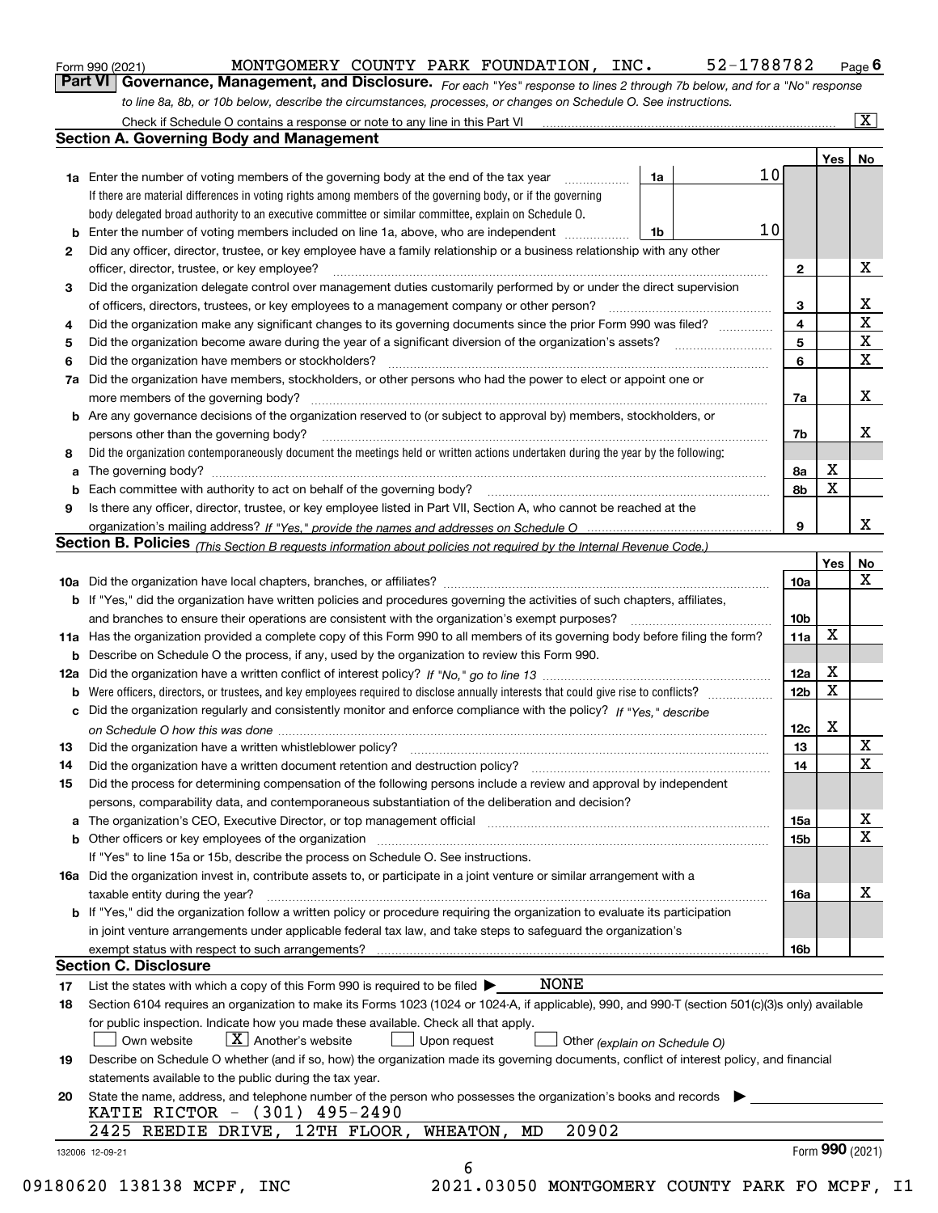Form 990 (2021) MONTGOMERY COUNTY PARK FOUNDATION, INC. 52-1788782 Page 6

**Part VI Governance, Management, and Disclosure.** *For each "Yes" response to lines 2 through 7b below, and for a "No" response to line 8a, 8b, or 10b below, describe the circumstances, processes, or changes on Schedule O. See instructions.*

Check if Schedule O contains a response or note to any line in this Part VI ☒

## Section A. Governing Body and Management

| | | | | Yes | No |
|---|---|---|---|---|---|
| 1a | Enter the number of voting members of the governing body at the end of the tax year | 1a | 10 | | |
| | If there are material differences in voting rights among members of the governing body, or if the governing body delegated broad authority to an executive committee or similar committee, explain on Schedule O. | | | | |
| b | Enter the number of voting members included on line 1a, above, who are independent | 1b | 10 | | |
| 2 | Did any officer, director, trustee, or key employee have a family relationship or a business relationship with any other officer, director, trustee, or key employee? | 2 | | | X |
| 3 | Did the organization delegate control over management duties customarily performed by or under the direct supervision of officers, directors, trustees, or key employees to a management company or other person? | 3 | | | X |
| 4 | Did the organization make any significant changes to its governing documents since the prior Form 990 was filed? | 4 | | | X |
| 5 | Did the organization become aware during the year of a significant diversion of the organization's assets? | 5 | | | X |
| 6 | Did the organization have members or stockholders? | 6 | | | X |
| 7a | Did the organization have members, stockholders, or other persons who had the power to elect or appoint one or more members of the governing body? | 7a | | | X |
| b | Are any governance decisions of the organization reserved to (or subject to approval by) members, stockholders, or persons other than the governing body? | 7b | | | X |
| 8 | Did the organization contemporaneously document the meetings held or written actions undertaken during the year by the following: | | | | |
| a | The governing body? | 8a | | X | |
| b | Each committee with authority to act on behalf of the governing body? | 8b | | X | |
| 9 | Is there any officer, director, trustee, or key employee listed in Part VII, Section A, who cannot be reached at the organization's mailing address? *If "Yes," provide the names and addresses on Schedule O* | 9 | | | X |

## Section B. Policies *(This Section B requests information about policies not required by the Internal Revenue Code.)*

| | | | Yes | No |
|---|---|---|---|---|
| 10a | Did the organization have local chapters, branches, or affiliates? | 10a | | X |
| b | If "Yes," did the organization have written policies and procedures governing the activities of such chapters, affiliates, and branches to ensure their operations are consistent with the organization's exempt purposes? | 10b | | |
| 11a | Has the organization provided a complete copy of this Form 990 to all members of its governing body before filing the form? | 11a | X | |
| b | Describe on Schedule O the process, if any, used by the organization to review this Form 990. | | | |
| 12a | Did the organization have a written conflict of interest policy? *If "No," go to line 13* | 12a | X | |
| b | Were officers, directors, or trustees, and key employees required to disclose annually interests that could give rise to conflicts? | 12b | X | |
| c | Did the organization regularly and consistently monitor and enforce compliance with the policy? *If "Yes," describe on Schedule O how this was done* | 12c | X | |
| 13 | Did the organization have a written whistleblower policy? | 13 | | X |
| 14 | Did the organization have a written document retention and destruction policy? | 14 | | X |
| 15 | Did the process for determining compensation of the following persons include a review and approval by independent persons, comparability data, and contemporaneous substantiation of the deliberation and decision? | | | |
| a | The organization's CEO, Executive Director, or top management official | 15a | | X |
| b | Other officers or key employees of the organization | 15b | | X |
| | If "Yes" to line 15a or 15b, describe the process on Schedule O. See instructions. | | | |
| 16a | Did the organization invest in, contribute assets to, or participate in a joint venture or similar arrangement with a taxable entity during the year? | 16a | | X |
| b | If "Yes," did the organization follow a written policy or procedure requiring the organization to evaluate its participation in joint venture arrangements under applicable federal tax law, and take steps to safeguard the organization's exempt status with respect to such arrangements? | 16b | | |

## Section C. Disclosure

17 List the states with which a copy of this Form 990 is required to be filed ▶ NONE

18 Section 6104 requires an organization to make its Forms 1023 (1024 or 1024-A, if applicable), 990, and 990-T (section 501(c)(3)s only) available for public inspection. Indicate how you made these available. Check all that apply.

☐ Own website ☒ Another's website ☐ Upon request ☐ Other *(explain on Schedule O)*

19 Describe on Schedule O whether (and if so, how) the organization made its governing documents, conflict of interest policy, and financial statements available to the public during the tax year.

20 State the name, address, and telephone number of the person who possesses the organization's books and records ▶

KATIE RICTOR - (301) 495-2490

2425 REEDIE DRIVE, 12TH FLOOR, WHEATON, MD 20902

132006 12-09-21 Form 990 (2021)

09180620 138138 MCPF, INC 2021.03050 MONTGOMERY COUNTY PARK FO MCPF, I1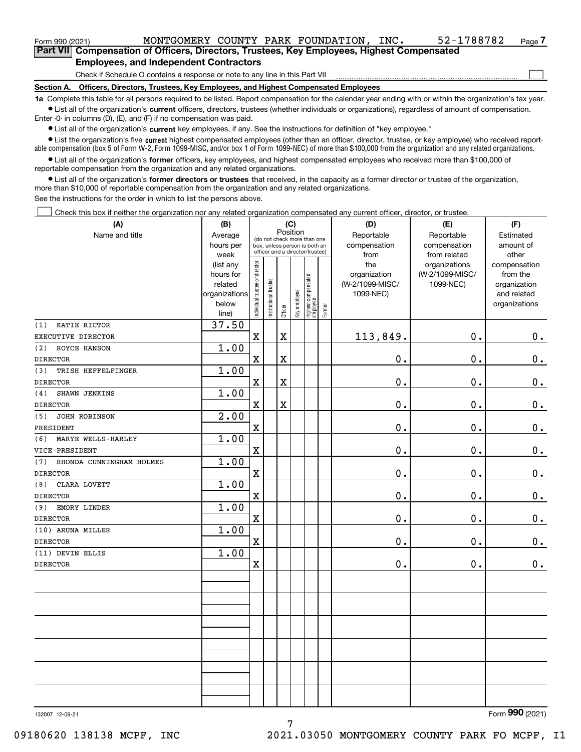Form 990 (2021) MONTGOMERY COUNTY PARK FOUNDATION, INC. 52-1788782 Page 7

## Part VII Compensation of Officers, Directors, Trustees, Key Employees, Highest Compensated Employees, and Independent Contractors

Check if Schedule O contains a response or note to any line in this Part VII

### Section A. Officers, Directors, Trustees, Key Employees, and Highest Compensated Employees

**1a** Complete this table for all persons required to be listed. Report compensation for the calendar year ending with or within the organization's tax year.

- List all of the organization's **current** officers, directors, trustees (whether individuals or organizations), regardless of amount of compensation. Enter -0- in columns (D), (E), and (F) if no compensation was paid.
- List all of the organization's **current** key employees, if any. See the instructions for definition of "key employee."
- List the organization's five **current** highest compensated employees (other than an officer, director, trustee, or key employee) who received reportable compensation (box 5 of Form W-2, Form 1099-MISC, and/or box 1 of Form 1099-NEC) of more than $100,000 from the organization and any related organizations.
- List all of the organization's **former** officers, key employees, and highest compensated employees who received more than $100,000 of reportable compensation from the organization and any related organizations.
- List all of the organization's **former directors or trustees** that received, in the capacity as a former director or trustee of the organization, more than $10,000 of reportable compensation from the organization and any related organizations.

See the instructions for the order in which to list the persons above.

Check this box if neither the organization nor any related organization compensated any current officer, director, or trustee.

| (A) Name and title | (B) Average hours per week (list any hours for related organizations below line) | (C) Position: Individual trustee or director | Institutional trustee | Officer | Key employee | Highest compensated employee | Former | (D) Reportable compensation from the organization (W-2/1099-MISC/1099-NEC) | (E) Reportable compensation from related organizations (W-2/1099-MISC/1099-NEC) | (F) Estimated amount of other compensation from the organization and related organizations |
|---|---|---|---|---|---|---|---|---|---|---|
| (1) KATIE RICTOR<br>EXECUTIVE DIRECTOR | 37.50 | X | | X | | | | 113,849. | 0. | 0. |
| (2) ROYCE HANSON<br>DIRECTOR | 1.00 | X | | X | | | | 0. | 0. | 0. |
| (3) TRISH HEFFELFINGER<br>DIRECTOR | 1.00 | X | | X | | | | 0. | 0. | 0. |
| (4) SHAWN JENKINS<br>DIRECTOR | 1.00 | X | | X | | | | 0. | 0. | 0. |
| (5) JOHN ROBINSON<br>PRESIDENT | 2.00 | X | | | | | | 0. | 0. | 0. |
| (6) MARYE WELLS-HARLEY<br>VICE PRESIDENT | 1.00 | X | | | | | | 0. | 0. | 0. |
| (7) RHONDA CUNNINGHAM HOLMES<br>DIRECTOR | 1.00 | X | | | | | | 0. | 0. | 0. |
| (8) CLARA LOVETT<br>DIRECTOR | 1.00 | X | | | | | | 0. | 0. | 0. |
| (9) EMORY LINDER<br>DIRECTOR | 1.00 | X | | | | | | 0. | 0. | 0. |
| (10) ARUNA MILLER<br>DIRECTOR | 1.00 | X | | | | | | 0. | 0. | 0. |
| (11) DEVIN ELLIS<br>DIRECTOR | 1.00 | X | | | | | | 0. | 0. | 0. |

132007 12-09-21 Form 990 (2021)

09180620 138138 MCPF, INC 2021.03050 MONTGOMERY COUNTY PARK FO MCPF, I1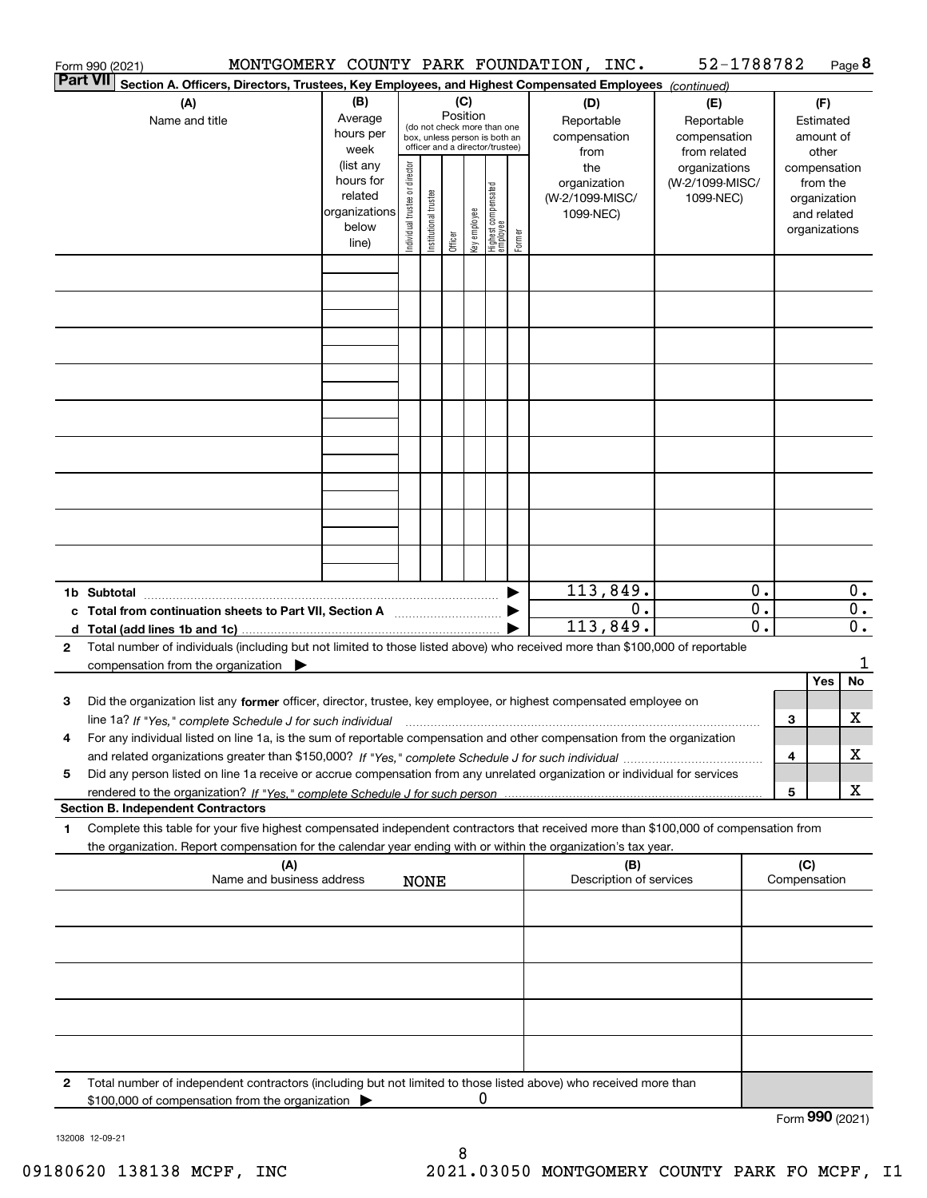Form 990 (2021) MONTGOMERY COUNTY PARK FOUNDATION, INC. 52-1788782 Page **8**

**Part VII** **Section A. Officers, Directors, Trustees, Key Employees, and Highest Compensated Employees** *(continued)*

| (A) Name and title | (B) Average hours per week (list any hours for related organizations below line) | (C) Position (do not check more than one box, unless person is both an officer and a director/trustee): Individual trustee or director | Institutional trustee | Officer | Key employee | Highest compensated employee | Former | (D) Reportable compensation from the organization (W-2/1099-MISC/1099-NEC) | (E) Reportable compensation from related organizations (W-2/1099-MISC/1099-NEC) | (F) Estimated amount of other compensation from the organization and related organizations |
|---|---|---|---|---|---|---|---|---|---|---|
| | | | | | | | | | | |
| | | | | | | | | | | |
| | | | | | | | | | | |
| | | | | | | | | | | |
| | | | | | | | | | | |
| | | | | | | | | | | |
| | | | | | | | | | | |
| | | | | | | | | | | |
| | | | | | | | | | | |
| **1b Subtotal** | | | | | | | | 113,849. | 0. | 0. |
| **c Total from continuation sheets to Part VII, Section A** | | | | | | | | 0. | 0. | 0. |
| **d Total (add lines 1b and 1c)** | | | | | | | | 113,849. | 0. | 0. |

**2** Total number of individuals (including but not limited to those listed above) who received more than $100,000 of reportable compensation from the organization ▶ 1

| | | Yes | No |
|---|---|---|---|
| **3** Did the organization list any **former** officer, director, trustee, key employee, or highest compensated employee on line 1a? *If "Yes," complete Schedule J for such individual* | 3 | | X |
| **4** For any individual listed on line 1a, is the sum of reportable compensation and other compensation from the organization and related organizations greater than $150,000? *If "Yes," complete Schedule J for such individual* | 4 | | X |
| **5** Did any person listed on line 1a receive or accrue compensation from any unrelated organization or individual for services rendered to the organization? *If "Yes," complete Schedule J for such person* | 5 | | X |

**Section B. Independent Contractors**

**1** Complete this table for your five highest compensated independent contractors that received more than $100,000 of compensation from the organization. Report compensation for the calendar year ending with or within the organization's tax year.

| (A) Name and business address | (B) Description of services | (C) Compensation |
|---|---|---|
| NONE | | |
| | | |
| | | |
| | | |
| | | |

**2** Total number of independent contractors (including but not limited to those listed above) who received more than $100,000 of compensation from the organization ▶ 0

Form **990** (2021)

132008 12-09-21

09180620 138138 MCPF, INC 2021.03050 MONTGOMERY COUNTY PARK FO MCPF, I1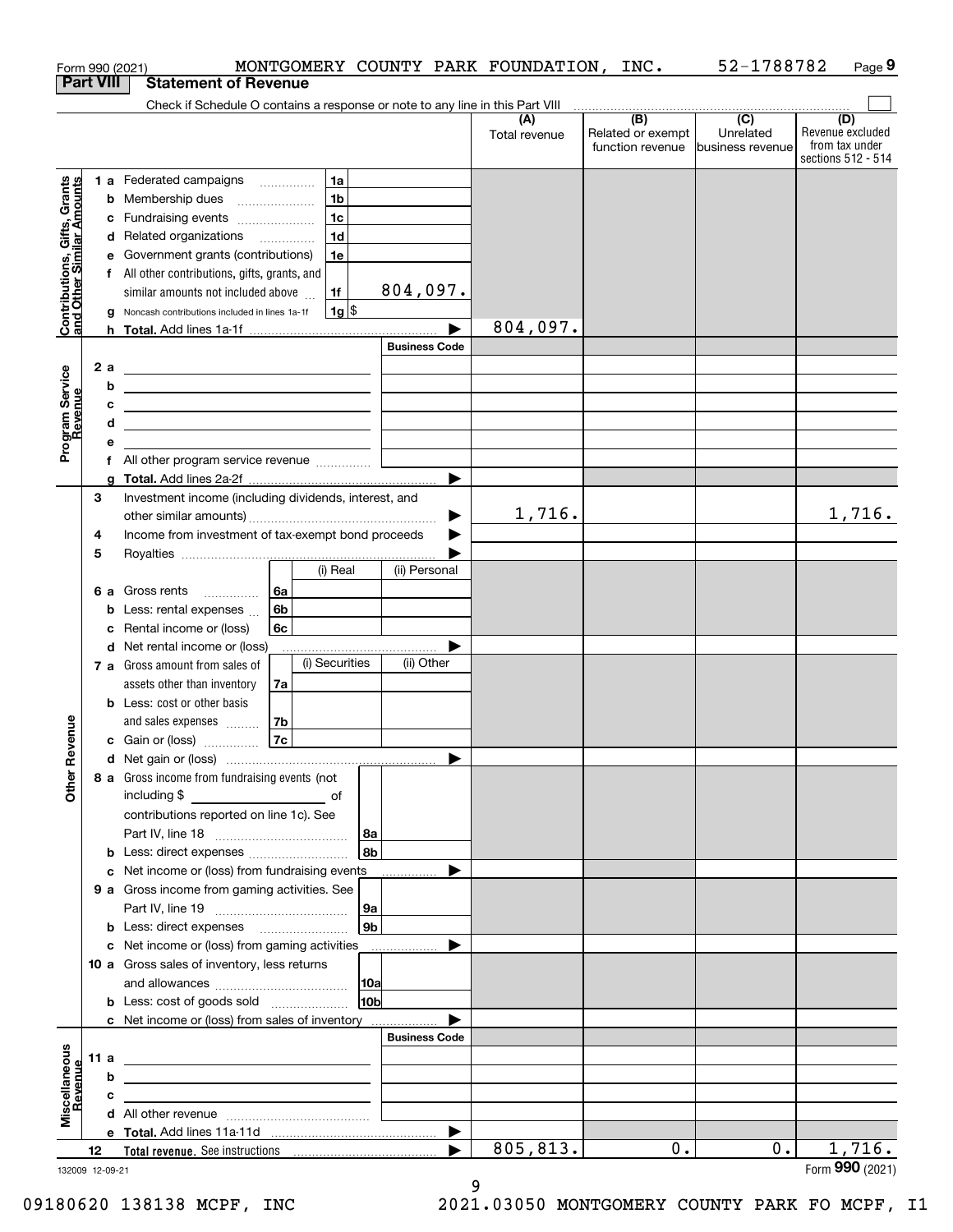Form 990 (2021) MONTGOMERY COUNTY PARK FOUNDATION, INC. 52-1788782 Page 9

## Part VIII Statement of Revenue

Check if Schedule O contains a response or note to any line in this Part VIII

| | | | | (A) Total revenue | (B) Related or exempt function revenue | (C) Unrelated business revenue | (D) Revenue excluded from tax under sections 512 - 514 |
|---|---|---|---|---|---|---|---|
| **Contributions, Gifts, Grants and Other Similar Amounts** | 1 a | Federated campaigns | 1a | | | | |
| | b | Membership dues | 1b | | | | |
| | c | Fundraising events | 1c | | | | |
| | d | Related organizations | 1d | | | | |
| | e | Government grants (contributions) | 1e | | | | |
| | f | All other contributions, gifts, grants, and similar amounts not included above | 1f 804,097. | | | | |
| | g | Noncash contributions included in lines 1a-1f | 1g $ | | | | |
| | h | **Total.** Add lines 1a-1f | | 804,097. | | | |
| **Program Service Revenue** | | | Business Code | | | | |
| | 2 a | | | | | | |
| | b | | | | | | |
| | c | | | | | | |
| | d | | | | | | |
| | e | | | | | | |
| | f | All other program service revenue | | | | | |
| | g | **Total.** Add lines 2a-2f | | | | | |
| **Other Revenue** | 3 | Investment income (including dividends, interest, and other similar amounts) | | 1,716. | | | 1,716. |
| | 4 | Income from investment of tax-exempt bond proceeds | | | | | |
| | 5 | Royalties | | | | | |
| | | | (i) Real / (ii) Personal | | | | |
| | 6 a | Gross rents | 6a | | | | |
| | b | Less: rental expenses | 6b | | | | |
| | c | Rental income or (loss) | 6c | | | | |
| | d | Net rental income or (loss) | | | | | |
| | | | (i) Securities / (ii) Other | | | | |
| | 7 a | Gross amount from sales of assets other than inventory | 7a | | | | |
| | b | Less: cost or other basis and sales expenses | 7b | | | | |
| | c | Gain or (loss) | 7c | | | | |
| | d | Net gain or (loss) | | | | | |
| | 8 a | Gross income from fundraising events (not including $ ______ of contributions reported on line 1c). See Part IV, line 18 | 8a | | | | |
| | b | Less: direct expenses | 8b | | | | |
| | c | Net income or (loss) from fundraising events | | | | | |
| | 9 a | Gross income from gaming activities. See Part IV, line 19 | 9a | | | | |
| | b | Less: direct expenses | 9b | | | | |
| | c | Net income or (loss) from gaming activities | | | | | |
| | 10 a | Gross sales of inventory, less returns and allowances | 10a | | | | |
| | b | Less: cost of goods sold | 10b | | | | |
| | c | Net income or (loss) from sales of inventory | | | | | |
| **Miscellaneous Revenue** | | | Business Code | | | | |
| | 11 a | | | | | | |
| | b | | | | | | |
| | c | | | | | | |
| | d | All other revenue | | | | | |
| | e | **Total.** Add lines 11a-11d | | | | | |
| | 12 | **Total revenue.** See instructions | | 805,813. | 0. | 0. | 1,716. |

132009 12-09-21 Form **990** (2021)

09180620 138138 MCPF, INC 2021.03050 MONTGOMERY COUNTY PARK FO MCPF, I1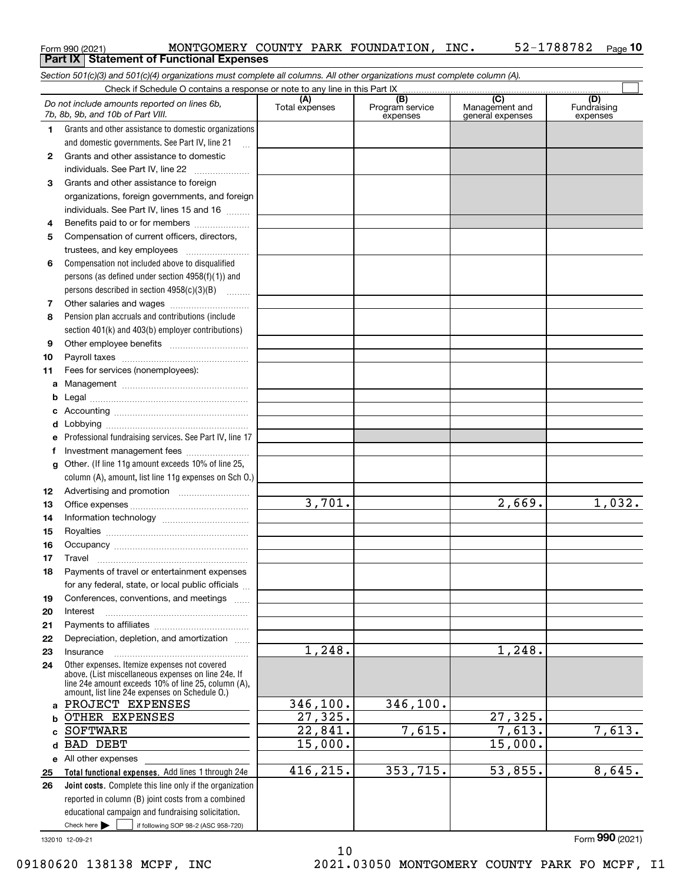Form 990 (2021) MONTGOMERY COUNTY PARK FOUNDATION, INC. 52-1788782 Page **10**

## Part IX Statement of Functional Expenses

*Section 501(c)(3) and 501(c)(4) organizations must complete all columns. All other organizations must complete column (A).*

Check if Schedule O contains a response or note to any line in this Part IX ☐

| | *Do not include amounts reported on lines 6b, 7b, 8b, 9b, and 10b of Part VIII.* | (A) Total expenses | (B) Program service expenses | (C) Management and general expenses | (D) Fundraising expenses |
|---|---|---|---|---|---|
| 1 | Grants and other assistance to domestic organizations and domestic governments. See Part IV, line 21 | | | | |
| 2 | Grants and other assistance to domestic individuals. See Part IV, line 22 | | | | |
| 3 | Grants and other assistance to foreign organizations, foreign governments, and foreign individuals. See Part IV, lines 15 and 16 | | | | |
| 4 | Benefits paid to or for members | | | | |
| 5 | Compensation of current officers, directors, trustees, and key employees | | | | |
| 6 | Compensation not included above to disqualified persons (as defined under section 4958(f)(1)) and persons described in section 4958(c)(3)(B) | | | | |
| 7 | Other salaries and wages | | | | |
| 8 | Pension plan accruals and contributions (include section 401(k) and 403(b) employer contributions) | | | | |
| 9 | Other employee benefits | | | | |
| 10 | Payroll taxes | | | | |
| 11 | Fees for services (nonemployees): | | | | |
| a | Management | | | | |
| b | Legal | | | | |
| c | Accounting | | | | |
| d | Lobbying | | | | |
| e | Professional fundraising services. See Part IV, line 17 | | | | |
| f | Investment management fees | | | | |
| g | Other. (If line 11g amount exceeds 10% of line 25, column (A), amount, list line 11g expenses on Sch O.) | | | | |
| 12 | Advertising and promotion | | | | |
| 13 | Office expenses | 3,701. | | 2,669. | 1,032. |
| 14 | Information technology | | | | |
| 15 | Royalties | | | | |
| 16 | Occupancy | | | | |
| 17 | Travel | | | | |
| 18 | Payments of travel or entertainment expenses for any federal, state, or local public officials | | | | |
| 19 | Conferences, conventions, and meetings | | | | |
| 20 | Interest | | | | |
| 21 | Payments to affiliates | | | | |
| 22 | Depreciation, depletion, and amortization | | | | |
| 23 | Insurance | 1,248. | | 1,248. | |
| 24 | Other expenses. Itemize expenses not covered above. (List miscellaneous expenses on line 24e. If line 24e amount exceeds 10% of line 25, column (A), amount, list line 24e expenses on Schedule O.) | | | | |
| a | PROJECT EXPENSES | 346,100. | 346,100. | | |
| b | OTHER EXPENSES | 27,325. | | 27,325. | |
| c | SOFTWARE | 22,841. | 7,615. | 7,613. | 7,613. |
| d | BAD DEBT | 15,000. | | 15,000. | |
| e | All other expenses | | | | |
| 25 | **Total functional expenses.** Add lines 1 through 24e | 416,215. | 353,715. | 53,855. | 8,645. |
| 26 | **Joint costs.** Complete this line only if the organization reported in column (B) joint costs from a combined educational campaign and fundraising solicitation. Check here ☐ if following SOP 98-2 (ASC 958-720) | | | | |

132010 12-09-21

Form **990** (2021)

09180620 138138 MCPF, INC 2021.03050 MONTGOMERY COUNTY PARK FO MCPF, I1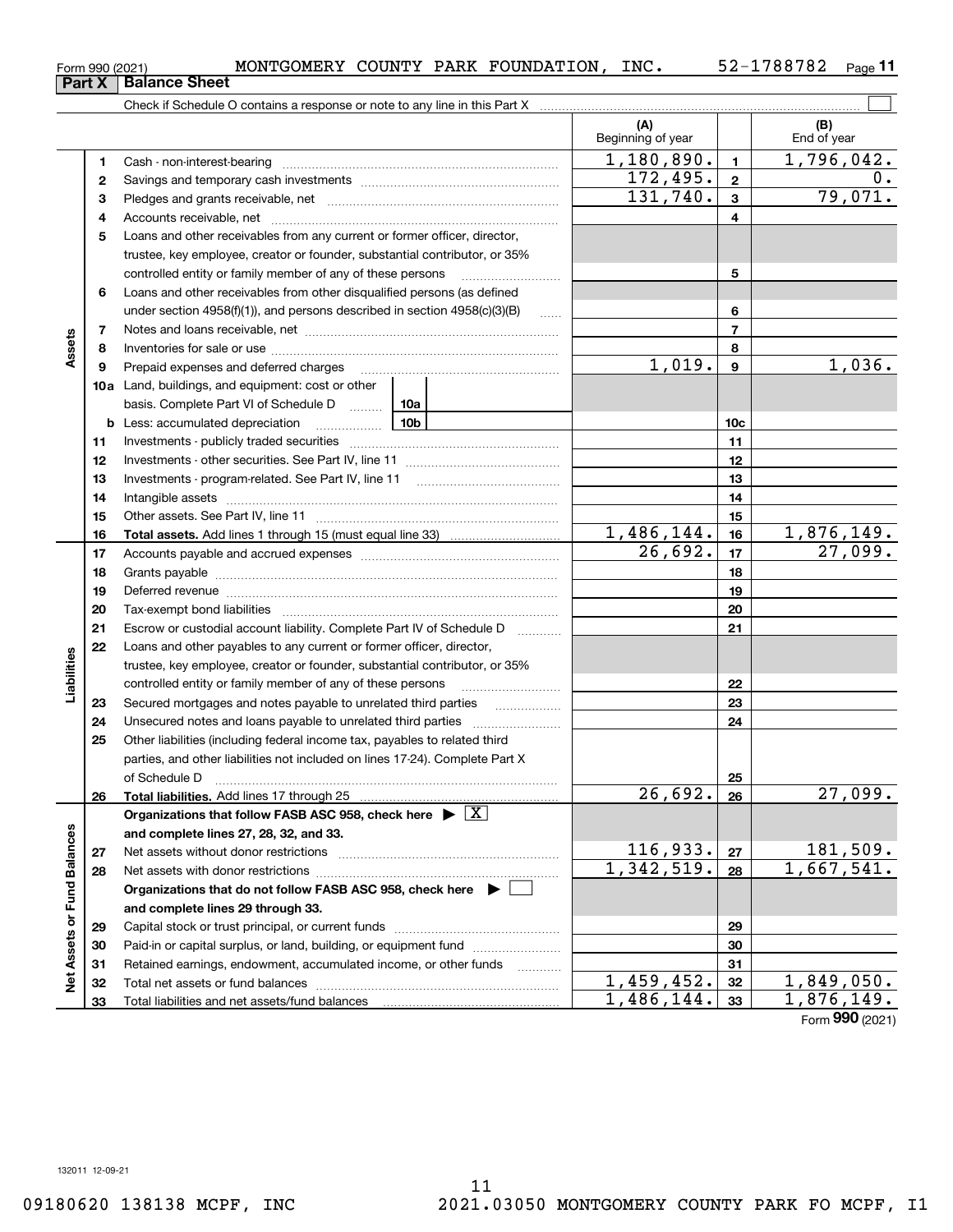Form 990 (2021) MONTGOMERY COUNTY PARK FOUNDATION, INC. 52-1788782

## Part X Balance Sheet

Check if Schedule O contains a response or note to any line in this Part X ☐

| | | | (A) Beginning of year | | (B) End of year |
|---|---|---|---|---|---|
| Assets | 1 | Cash - non-interest-bearing | 1,180,890. | 1 | 1,796,042. |
| | 2 | Savings and temporary cash investments | 172,495. | 2 | 0. |
| | 3 | Pledges and grants receivable, net | 131,740. | 3 | 79,071. |
| | 4 | Accounts receivable, net | | 4 | |
| | 5 | Loans and other receivables from any current or former officer, director, trustee, key employee, creator or founder, substantial contributor, or 35% controlled entity or family member of any of these persons | | 5 | |
| | 6 | Loans and other receivables from other disqualified persons (as defined under section 4958(f)(1)), and persons described in section 4958(c)(3)(B) | | 6 | |
| | 7 | Notes and loans receivable, net | | 7 | |
| | 8 | Inventories for sale or use | | 8 | |
| | 9 | Prepaid expenses and deferred charges | 1,019. | 9 | 1,036. |
| | 10a | Land, buildings, and equipment: cost or other basis. Complete Part VI of Schedule D (10a) | | | |
| | b | Less: accumulated depreciation (10b) | | 10c | |
| | 11 | Investments - publicly traded securities | | 11 | |
| | 12 | Investments - other securities. See Part IV, line 11 | | 12 | |
| | 13 | Investments - program-related. See Part IV, line 11 | | 13 | |
| | 14 | Intangible assets | | 14 | |
| | 15 | Other assets. See Part IV, line 11 | | 15 | |
| | 16 | **Total assets.** Add lines 1 through 15 (must equal line 33) | 1,486,144. | 16 | 1,876,149. |
| Liabilities | 17 | Accounts payable and accrued expenses | 26,692. | 17 | 27,099. |
| | 18 | Grants payable | | 18 | |
| | 19 | Deferred revenue | | 19 | |
| | 20 | Tax-exempt bond liabilities | | 20 | |
| | 21 | Escrow or custodial account liability. Complete Part IV of Schedule D | | 21 | |
| | 22 | Loans and other payables to any current or former officer, director, trustee, key employee, creator or founder, substantial contributor, or 35% controlled entity or family member of any of these persons | | 22 | |
| | 23 | Secured mortgages and notes payable to unrelated third parties | | 23 | |
| | 24 | Unsecured notes and loans payable to unrelated third parties | | 24 | |
| | 25 | Other liabilities (including federal income tax, payables to related third parties, and other liabilities not included on lines 17-24). Complete Part X of Schedule D | | 25 | |
| | 26 | **Total liabilities.** Add lines 17 through 25 | 26,692. | 26 | 27,099. |
| Net Assets or Fund Balances | | **Organizations that follow FASB ASC 958, check here ▶ ☒ and complete lines 27, 28, 32, and 33.** | | | |
| | 27 | Net assets without donor restrictions | 116,933. | 27 | 181,509. |
| | 28 | Net assets with donor restrictions | 1,342,519. | 28 | 1,667,541. |
| | | **Organizations that do not follow FASB ASC 958, check here ▶ ☐ and complete lines 29 through 33.** | | | |
| | 29 | Capital stock or trust principal, or current funds | | 29 | |
| | 30 | Paid-in or capital surplus, or land, building, or equipment fund | | 30 | |
| | 31 | Retained earnings, endowment, accumulated income, or other funds | | 31 | |
| | 32 | Total net assets or fund balances | 1,459,452. | 32 | 1,849,050. |
| | 33 | Total liabilities and net assets/fund balances | 1,486,144. | 33 | 1,876,149. |

Form **990** (2021)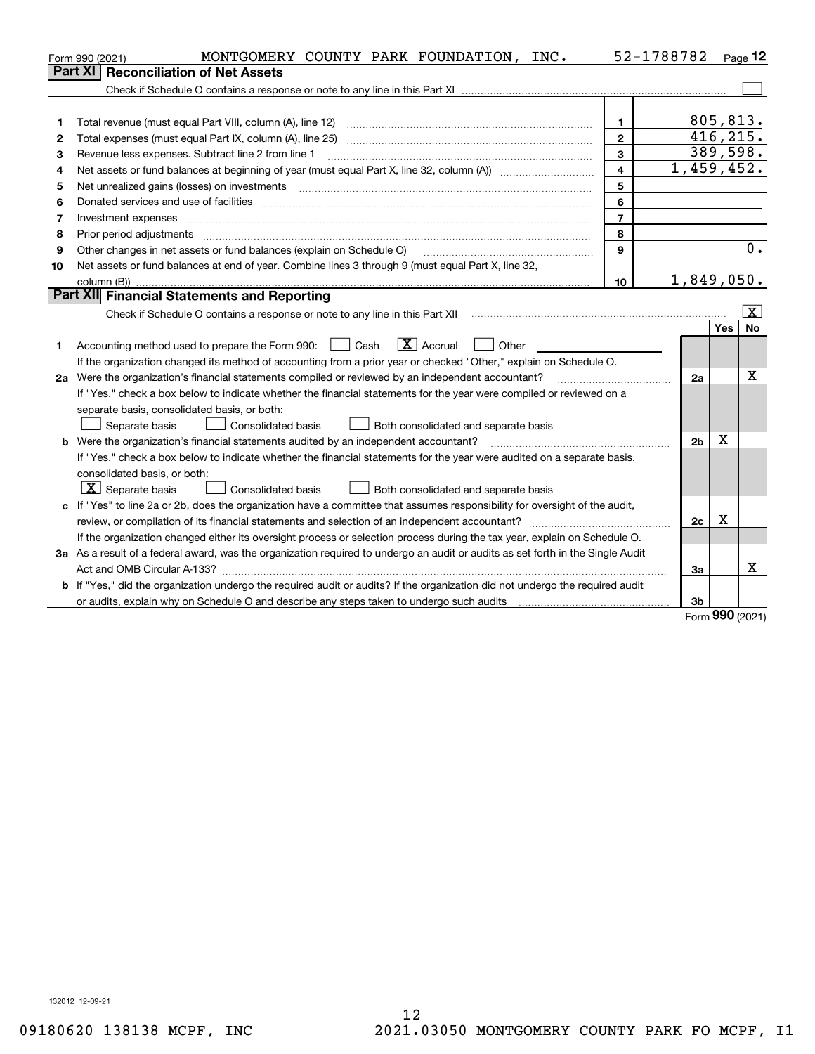Form 990 (2021) MONTGOMERY COUNTY PARK FOUNDATION, INC. 52-1788782

## Part XI Reconciliation of Net Assets

Check if Schedule O contains a response or note to any line in this Part XI [ ]

| | | | |
|---|---|---|---|
| 1 | Total revenue (must equal Part VIII, column (A), line 12) | 1 | 805,813. |
| 2 | Total expenses (must equal Part IX, column (A), line 25) | 2 | 416,215. |
| 3 | Revenue less expenses. Subtract line 2 from line 1 | 3 | 389,598. |
| 4 | Net assets or fund balances at beginning of year (must equal Part X, line 32, column (A)) | 4 | 1,459,452. |
| 5 | Net unrealized gains (losses) on investments | 5 | |
| 6 | Donated services and use of facilities | 6 | |
| 7 | Investment expenses | 7 | |
| 8 | Prior period adjustments | 8 | |
| 9 | Other changes in net assets or fund balances (explain on Schedule O) | 9 | 0. |
| 10 | Net assets or fund balances at end of year. Combine lines 3 through 9 (must equal Part X, line 32, column (B)) | 10 | 1,849,050. |

## Part XII Financial Statements and Reporting

Check if Schedule O contains a response or note to any line in this Part XII [X]

| | | | Yes | No |
|---|---|---|---|---|
| 1 | Accounting method used to prepare the Form 990: [ ] Cash [X] Accrual [ ] Other<br>If the organization changed its method of accounting from a prior year or checked "Other," explain on Schedule O. | | | |
| 2a | Were the organization's financial statements compiled or reviewed by an independent accountant?<br>If "Yes," check a box below to indicate whether the financial statements for the year were compiled or reviewed on a separate basis, consolidated basis, or both:<br>[ ] Separate basis [ ] Consolidated basis [ ] Both consolidated and separate basis | 2a | | X |
| b | Were the organization's financial statements audited by an independent accountant?<br>If "Yes," check a box below to indicate whether the financial statements for the year were audited on a separate basis, consolidated basis, or both:<br>[X] Separate basis [ ] Consolidated basis [ ] Both consolidated and separate basis | 2b | X | |
| c | If "Yes" to line 2a or 2b, does the organization have a committee that assumes responsibility for oversight of the audit, review, or compilation of its financial statements and selection of an independent accountant?<br>If the organization changed either its oversight process or selection process during the tax year, explain on Schedule O. | 2c | X | |
| 3a | As a result of a federal award, was the organization required to undergo an audit or audits as set forth in the Single Audit Act and OMB Circular A-133? | 3a | | X |
| b | If "Yes," did the organization undergo the required audit or audits? If the organization did not undergo the required audit or audits, explain why on Schedule O and describe any steps taken to undergo such audits | 3b | | |

Form 990 (2021)

132012 12-09-21

09180620 138138 MCPF, INC 2021.03050 MONTGOMERY COUNTY PARK FO MCPF, I1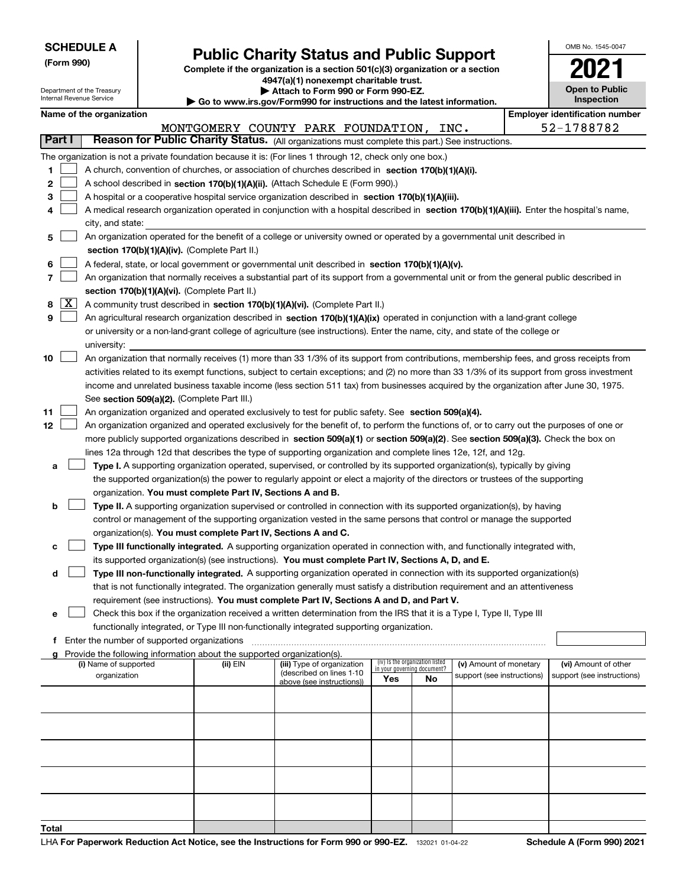**SCHEDULE A**
**(Form 990)**

Department of the Treasury
Internal Revenue Service

# Public Charity Status and Public Support

**Complete if the organization is a section 501(c)(3) organization or a section 4947(a)(1) nonexempt charitable trust.**
**▶ Attach to Form 990 or Form 990-EZ.**
**▶ Go to www.irs.gov/Form990 for instructions and the latest information.**

OMB No. 1545-0047

**2021**

**Open to Public Inspection**

**Name of the organization**
MONTGOMERY COUNTY PARK FOUNDATION, INC.

**Employer identification number**
52-1788782

## Part I — Reason for Public Charity Status. (All organizations must complete this part.) See instructions.

The organization is not a private foundation because it is: (For lines 1 through 12, check only one box.)

1 ☐ A church, convention of churches, or association of churches described in **section 170(b)(1)(A)(i).**

2 ☐ A school described in **section 170(b)(1)(A)(ii).** (Attach Schedule E (Form 990).)

3 ☐ A hospital or a cooperative hospital service organization described in **section 170(b)(1)(A)(iii).**

4 ☐ A medical research organization operated in conjunction with a hospital described in **section 170(b)(1)(A)(iii).** Enter the hospital's name, city, and state:

5 ☐ An organization operated for the benefit of a college or university owned or operated by a governmental unit described in **section 170(b)(1)(A)(iv).** (Complete Part II.)

6 ☐ A federal, state, or local government or governmental unit described in **section 170(b)(1)(A)(v).**

7 ☐ An organization that normally receives a substantial part of its support from a governmental unit or from the general public described in **section 170(b)(1)(A)(vi).** (Complete Part II.)

8 ☒ A community trust described in **section 170(b)(1)(A)(vi).** (Complete Part II.)

9 ☐ An agricultural research organization described in **section 170(b)(1)(A)(ix)** operated in conjunction with a land-grant college or university or a non-land-grant college of agriculture (see instructions). Enter the name, city, and state of the college or university:

10 ☐ An organization that normally receives (1) more than 33 1/3% of its support from contributions, membership fees, and gross receipts from activities related to its exempt functions, subject to certain exceptions; and (2) no more than 33 1/3% of its support from gross investment income and unrelated business taxable income (less section 511 tax) from businesses acquired by the organization after June 30, 1975. See **section 509(a)(2).** (Complete Part III.)

11 ☐ An organization organized and operated exclusively to test for public safety. See **section 509(a)(4).**

12 ☐ An organization organized and operated exclusively for the benefit of, to perform the functions of, or to carry out the purposes of one or more publicly supported organizations described in **section 509(a)(1)** or **section 509(a)(2)**. See **section 509(a)(3).** Check the box on lines 12a through 12d that describes the type of supporting organization and complete lines 12e, 12f, and 12g.

a ☐ **Type I.** A supporting organization operated, supervised, or controlled by its supported organization(s), typically by giving the supported organization(s) the power to regularly appoint or elect a majority of the directors or trustees of the supporting organization. **You must complete Part IV, Sections A and B.**

b ☐ **Type II.** A supporting organization supervised or controlled in connection with its supported organization(s), by having control or management of the supporting organization vested in the same persons that control or manage the supported organization(s). **You must complete Part IV, Sections A and C.**

c ☐ **Type III functionally integrated.** A supporting organization operated in connection with, and functionally integrated with, its supported organization(s) (see instructions). **You must complete Part IV, Sections A, D, and E.**

d ☐ **Type III non-functionally integrated.** A supporting organization operated in connection with its supported organization(s) that is not functionally integrated. The organization generally must satisfy a distribution requirement and an attentiveness requirement (see instructions). **You must complete Part IV, Sections A and D, and Part V.**

e ☐ Check this box if the organization received a written determination from the IRS that it is a Type I, Type II, Type III functionally integrated, or Type III non-functionally integrated supporting organization.

f Enter the number of supported organizations

g Provide the following information about the supported organization(s).

| (i) Name of supported organization | (ii) EIN | (iii) Type of organization (described on lines 1-10 above (see instructions)) | (iv) Is the organization listed in your governing document? Yes | No | (v) Amount of monetary support (see instructions) | (vi) Amount of other support (see instructions) |
|---|---|---|---|---|---|---|
| | | | | | | |
| | | | | | | |
| | | | | | | |
| | | | | | | |
| | | | | | | |
| **Total** | | | | | | |

LHA **For Paperwork Reduction Act Notice, see the Instructions for Form 990 or 990-EZ.** 132021 01-04-22 **Schedule A (Form 990) 2021**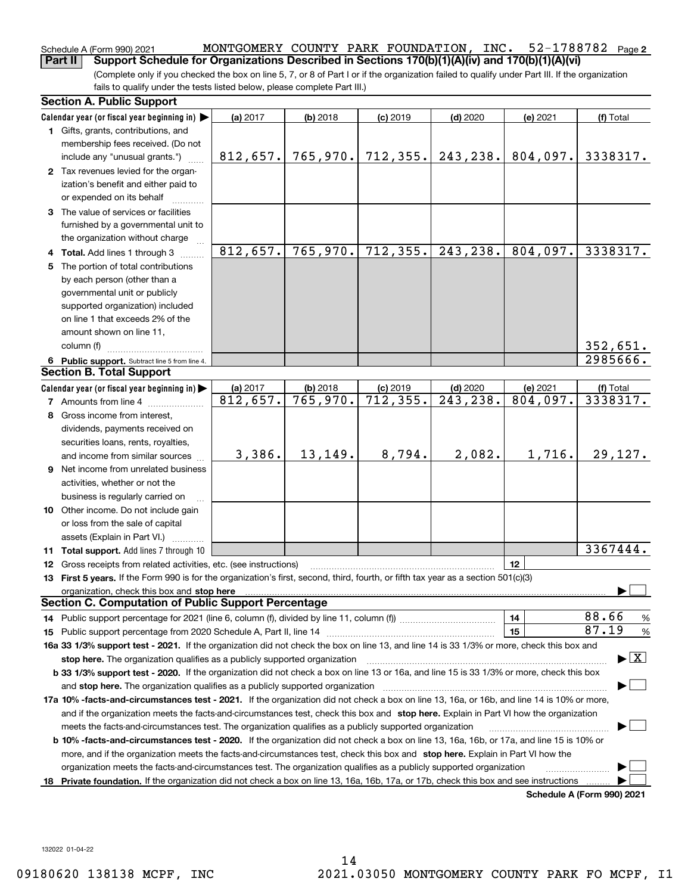Schedule A (Form 990) 2021 MONTGOMERY COUNTY PARK FOUNDATION, INC. 52-1788782 Page 2

**Part II Support Schedule for Organizations Described in Sections 170(b)(1)(A)(iv) and 170(b)(1)(A)(vi)**

(Complete only if you checked the box on line 5, 7, or 8 of Part I or if the organization failed to qualify under Part III. If the organization fails to qualify under the tests listed below, please complete Part III.)

## Section A. Public Support

| Calendar year (or fiscal year beginning in) ▶ | (a) 2017 | (b) 2018 | (c) 2019 | (d) 2020 | (e) 2021 | (f) Total |
|---|---|---|---|---|---|---|
| 1 Gifts, grants, contributions, and membership fees received. (Do not include any "unusual grants.") | 812,657. | 765,970. | 712,355. | 243,238. | 804,097. | 3338317. |
| 2 Tax revenues levied for the organization's benefit and either paid to or expended on its behalf | | | | | | |
| 3 The value of services or facilities furnished by a governmental unit to the organization without charge | | | | | | |
| 4 **Total.** Add lines 1 through 3 | 812,657. | 765,970. | 712,355. | 243,238. | 804,097. | 3338317. |
| 5 The portion of total contributions by each person (other than a governmental unit or publicly supported organization) included on line 1 that exceeds 2% of the amount shown on line 11, column (f) | | | | | | 352,651. |
| 6 **Public support.** Subtract line 5 from line 4. | | | | | | 2985666. |

## Section B. Total Support

| Calendar year (or fiscal year beginning in) ▶ | (a) 2017 | (b) 2018 | (c) 2019 | (d) 2020 | (e) 2021 | (f) Total |
|---|---|---|---|---|---|---|
| 7 Amounts from line 4 | 812,657. | 765,970. | 712,355. | 243,238. | 804,097. | 3338317. |
| 8 Gross income from interest, dividends, payments received on securities loans, rents, royalties, and income from similar sources | 3,386. | 13,149. | 8,794. | 2,082. | 1,716. | 29,127. |
| 9 Net income from unrelated business activities, whether or not the business is regularly carried on | | | | | | |
| 10 Other income. Do not include gain or loss from the sale of capital assets (Explain in Part VI.) | | | | | | |
| 11 **Total support.** Add lines 7 through 10 | | | | | | 3367444. |

12 Gross receipts from related activities, etc. (see instructions) | 12 |

13 **First 5 years.** If the Form 990 is for the organization's first, second, third, fourth, or fifth tax year as a section 501(c)(3) organization, check this box and **stop here** ▶ ☐

## Section C. Computation of Public Support Percentage

14 Public support percentage for 2021 (line 6, column (f), divided by line 11, column (f)) | 14 | 88.66 %

15 Public support percentage from 2020 Schedule A, Part II, line 14 | 15 | 87.19 %

**16a 33 1/3% support test - 2021.** If the organization did not check the box on line 13, and line 14 is 33 1/3% or more, check this box and **stop here.** The organization qualifies as a publicly supported organization ▶ ☒

**b 33 1/3% support test - 2020.** If the organization did not check a box on line 13 or 16a, and line 15 is 33 1/3% or more, check this box and **stop here.** The organization qualifies as a publicly supported organization ▶ ☐

**17a 10% -facts-and-circumstances test - 2021.** If the organization did not check a box on line 13, 16a, or 16b, and line 14 is 10% or more, and if the organization meets the facts-and-circumstances test, check this box and **stop here.** Explain in Part VI how the organization meets the facts-and-circumstances test. The organization qualifies as a publicly supported organization ▶ ☐

**b 10% -facts-and-circumstances test - 2020.** If the organization did not check a box on line 13, 16a, 16b, or 17a, and line 15 is 10% or more, and if the organization meets the facts-and-circumstances test, check this box and **stop here.** Explain in Part VI how the organization meets the facts-and-circumstances test. The organization qualifies as a publicly supported organization ▶ ☐

**18 Private foundation.** If the organization did not check a box on line 13, 16a, 16b, 17a, or 17b, check this box and see instructions ▶ ☐

**Schedule A (Form 990) 2021**

132022 01-04-22

09180620 138138 MCPF, INC 2021.03050 MONTGOMERY COUNTY PARK FO MCPF, I1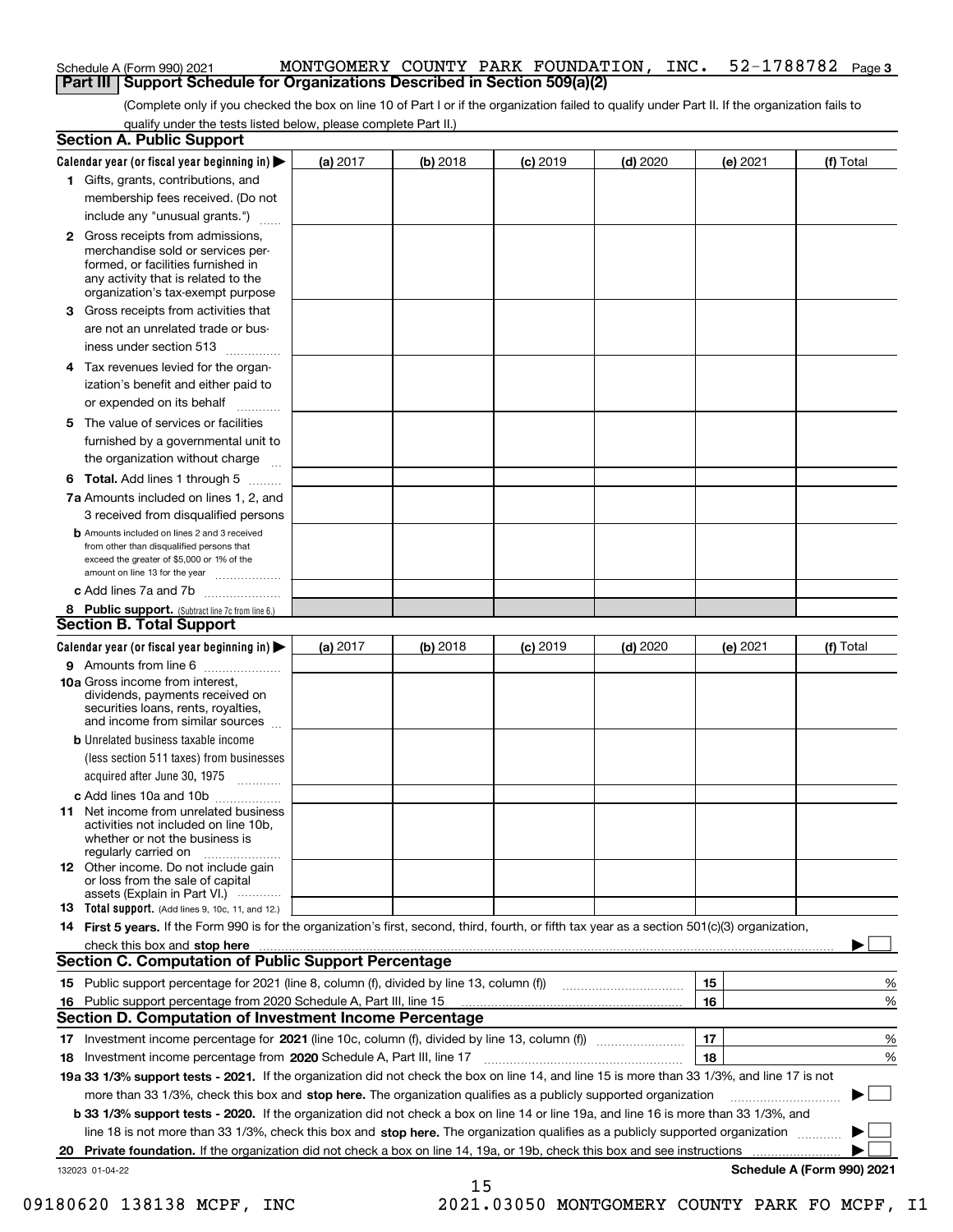Schedule A (Form 990) 2021 MONTGOMERY COUNTY PARK FOUNDATION, INC. 52-1788782 Page 3

## Part III Support Schedule for Organizations Described in Section 509(a)(2)

(Complete only if you checked the box on line 10 of Part I or if the organization failed to qualify under Part II. If the organization fails to qualify under the tests listed below, please complete Part II.)

### Section A. Public Support

| Calendar year (or fiscal year beginning in) ▶ | (a) 2017 | (b) 2018 | (c) 2019 | (d) 2020 | (e) 2021 | (f) Total |
|---|---|---|---|---|---|---|
| 1 Gifts, grants, contributions, and membership fees received. (Do not include any "unusual grants.") | | | | | | |
| 2 Gross receipts from admissions, merchandise sold or services performed, or facilities furnished in any activity that is related to the organization's tax-exempt purpose | | | | | | |
| 3 Gross receipts from activities that are not an unrelated trade or business under section 513 | | | | | | |
| 4 Tax revenues levied for the organization's benefit and either paid to or expended on its behalf | | | | | | |
| 5 The value of services or facilities furnished by a governmental unit to the organization without charge | | | | | | |
| 6 **Total.** Add lines 1 through 5 | | | | | | |
| 7a Amounts included on lines 1, 2, and 3 received from disqualified persons | | | | | | |
| b Amounts included on lines 2 and 3 received from other than disqualified persons that exceed the greater of $5,000 or 1% of the amount on line 13 for the year | | | | | | |
| c Add lines 7a and 7b | | | | | | |
| 8 **Public support.** (Subtract line 7c from line 6.) | | | | | | |

### Section B. Total Support

| Calendar year (or fiscal year beginning in) ▶ | (a) 2017 | (b) 2018 | (c) 2019 | (d) 2020 | (e) 2021 | (f) Total |
|---|---|---|---|---|---|---|
| 9 Amounts from line 6 | | | | | | |
| 10a Gross income from interest, dividends, payments received on securities loans, rents, royalties, and income from similar sources | | | | | | |
| b Unrelated business taxable income (less section 511 taxes) from businesses acquired after June 30, 1975 | | | | | | |
| c Add lines 10a and 10b | | | | | | |
| 11 Net income from unrelated business activities not included on line 10b, whether or not the business is regularly carried on | | | | | | |
| 12 Other income. Do not include gain or loss from the sale of capital assets (Explain in Part VI.) | | | | | | |
| 13 **Total support.** (Add lines 9, 10c, 11, and 12.) | | | | | | |

14 **First 5 years.** If the Form 990 is for the organization's first, second, third, fourth, or fifth tax year as a section 501(c)(3) organization, check this box and **stop here** ▶ ☐

### Section C. Computation of Public Support Percentage

| | | | |
|---|---|---|---|
| 15 | Public support percentage for 2021 (line 8, column (f), divided by line 13, column (f)) | 15 | % |
| 16 | Public support percentage from 2020 Schedule A, Part III, line 15 | 16 | % |

### Section D. Computation of Investment Income Percentage

| | | | |
|---|---|---|---|
| 17 | Investment income percentage for **2021** (line 10c, column (f), divided by line 13, column (f)) | 17 | % |
| 18 | Investment income percentage from **2020** Schedule A, Part III, line 17 | 18 | % |

19a **33 1/3% support tests - 2021.** If the organization did not check the box on line 14, and line 15 is more than 33 1/3%, and line 17 is not more than 33 1/3%, check this box and **stop here.** The organization qualifies as a publicly supported organization ▶ ☐

b **33 1/3% support tests - 2020.** If the organization did not check a box on line 14 or line 19a, and line 16 is more than 33 1/3%, and line 18 is not more than 33 1/3%, check this box and **stop here.** The organization qualifies as a publicly supported organization ▶ ☐

20 **Private foundation.** If the organization did not check a box on line 14, 19a, or 19b, check this box and see instructions ▶ ☐

132023 01-04-22 **Schedule A (Form 990) 2021**

09180620 138138 MCPF, INC 2021.03050 MONTGOMERY COUNTY PARK FO MCPF, I1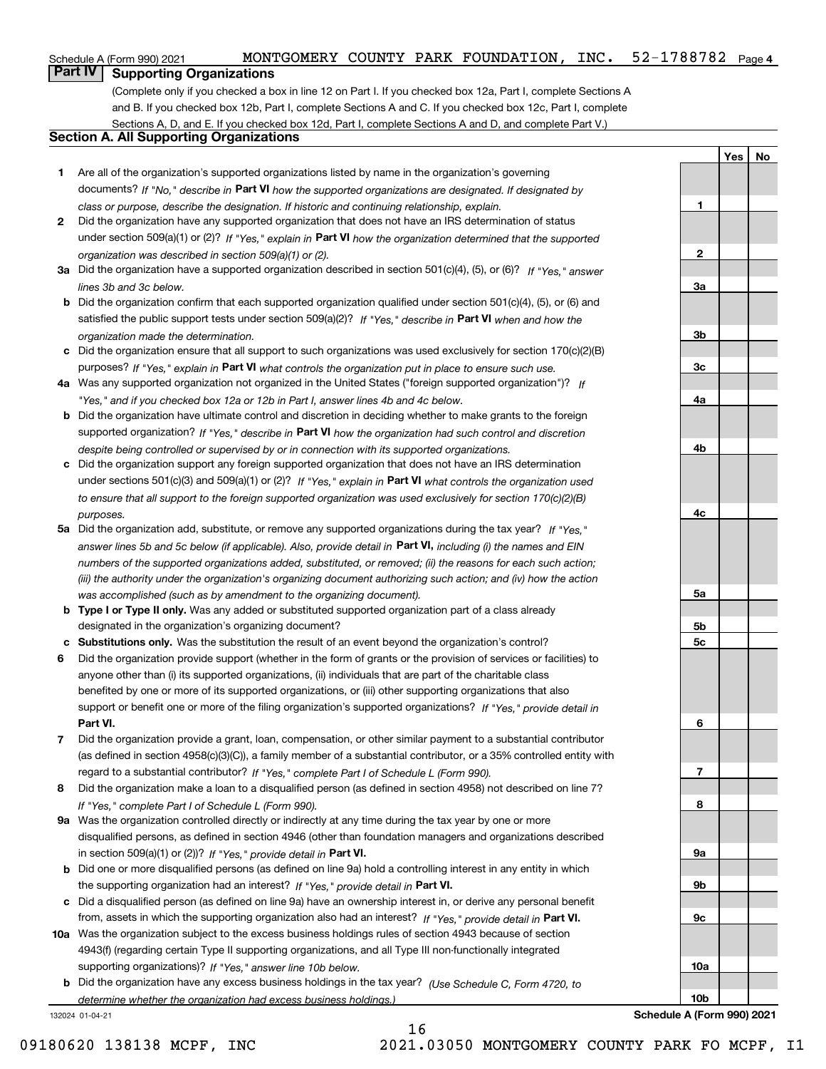Schedule A (Form 990) 2021 MONTGOMERY COUNTY PARK FOUNDATION, INC. 52-1788782 Page 4

## Part IV Supporting Organizations

(Complete only if you checked a box in line 12 on Part I. If you checked box 12a, Part I, complete Sections A and B. If you checked box 12b, Part I, complete Sections A and C. If you checked box 12c, Part I, complete Sections A, D, and E. If you checked box 12d, Part I, complete Sections A and D, and complete Part V.)

### Section A. All Supporting Organizations

| | | | Yes | No |
|---|---|---|---|---|
| 1 | Are all of the organization's supported organizations listed by name in the organization's governing documents? *If "No," describe in* **Part VI** *how the supported organizations are designated. If designated by class or purpose, describe the designation. If historic and continuing relationship, explain.* | 1 | | |
| 2 | Did the organization have any supported organization that does not have an IRS determination of status under section 509(a)(1) or (2)? *If "Yes," explain in* **Part VI** *how the organization determined that the supported organization was described in section 509(a)(1) or (2).* | 2 | | |
| 3a | Did the organization have a supported organization described in section 501(c)(4), (5), or (6)? *If "Yes," answer lines 3b and 3c below.* | 3a | | |
| b | Did the organization confirm that each supported organization qualified under section 501(c)(4), (5), or (6) and satisfied the public support tests under section 509(a)(2)? *If "Yes," describe in* **Part VI** *when and how the organization made the determination.* | 3b | | |
| c | Did the organization ensure that all support to such organizations was used exclusively for section 170(c)(2)(B) purposes? *If "Yes," explain in* **Part VI** *what controls the organization put in place to ensure such use.* | 3c | | |
| 4a | Was any supported organization not organized in the United States ("foreign supported organization")? *If "Yes," and if you checked box 12a or 12b in Part I, answer lines 4b and 4c below.* | 4a | | |
| b | Did the organization have ultimate control and discretion in deciding whether to make grants to the foreign supported organization? *If "Yes," describe in* **Part VI** *how the organization had such control and discretion despite being controlled or supervised by or in connection with its supported organizations.* | 4b | | |
| c | Did the organization support any foreign supported organization that does not have an IRS determination under sections 501(c)(3) and 509(a)(1) or (2)? *If "Yes," explain in* **Part VI** *what controls the organization used to ensure that all support to the foreign supported organization was used exclusively for section 170(c)(2)(B) purposes.* | 4c | | |
| 5a | Did the organization add, substitute, or remove any supported organizations during the tax year? *If "Yes," answer lines 5b and 5c below (if applicable). Also, provide detail in* **Part VI,** *including (i) the names and EIN numbers of the supported organizations added, substituted, or removed; (ii) the reasons for each such action; (iii) the authority under the organization's organizing document authorizing such action; and (iv) how the action was accomplished (such as by amendment to the organizing document).* | 5a | | |
| b | **Type I or Type II only.** Was any added or substituted supported organization part of a class already designated in the organization's organizing document? | 5b | | |
| c | **Substitutions only.** Was the substitution the result of an event beyond the organization's control? | 5c | | |
| 6 | Did the organization provide support (whether in the form of grants or the provision of services or facilities) to anyone other than (i) its supported organizations, (ii) individuals that are part of the charitable class benefited by one or more of its supported organizations, or (iii) other supporting organizations that also support or benefit one or more of the filing organization's supported organizations? *If "Yes," provide detail in* **Part VI.** | 6 | | |
| 7 | Did the organization provide a grant, loan, compensation, or other similar payment to a substantial contributor (as defined in section 4958(c)(3)(C)), a family member of a substantial contributor, or a 35% controlled entity with regard to a substantial contributor? *If "Yes," complete Part I of Schedule L (Form 990).* | 7 | | |
| 8 | Did the organization make a loan to a disqualified person (as defined in section 4958) not described on line 7? *If "Yes," complete Part I of Schedule L (Form 990).* | 8 | | |
| 9a | Was the organization controlled directly or indirectly at any time during the tax year by one or more disqualified persons, as defined in section 4946 (other than foundation managers and organizations described in section 509(a)(1) or (2))? *If "Yes," provide detail in* **Part VI.** | 9a | | |
| b | Did one or more disqualified persons (as defined on line 9a) hold a controlling interest in any entity in which the supporting organization had an interest? *If "Yes," provide detail in* **Part VI.** | 9b | | |
| c | Did a disqualified person (as defined on line 9a) have an ownership interest in, or derive any personal benefit from, assets in which the supporting organization also had an interest? *If "Yes," provide detail in* **Part VI.** | 9c | | |
| 10a | Was the organization subject to the excess business holdings rules of section 4943 because of section 4943(f) (regarding certain Type II supporting organizations, and all Type III non-functionally integrated supporting organizations)? *If "Yes," answer line 10b below.* | 10a | | |
| b | Did the organization have any excess business holdings in the tax year? *(Use Schedule C, Form 4720, to determine whether the organization had excess business holdings.)* | 10b | | |

132024 01-04-21 **Schedule A (Form 990) 2021**

09180620 138138 MCPF, INC 2021.03050 MONTGOMERY COUNTY PARK FO MCPF, I1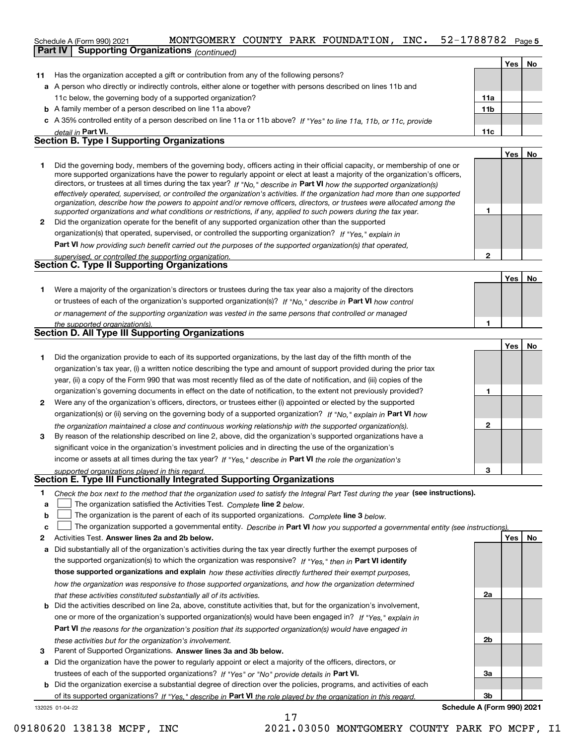Schedule A (Form 990) 2021 MONTGOMERY COUNTY PARK FOUNDATION, INC. 52-1788782 Page 5

## Part IV Supporting Organizations *(continued)*

| | | | Yes | No |
|---|---|---|---|---|
| **11** | Has the organization accepted a gift or contribution from any of the following persons? | | | |
| **a** | A person who directly or indirectly controls, either alone or together with persons described on lines 11b and 11c below, the governing body of a supported organization? | 11a | | |
| **b** | A family member of a person described on line 11a above? | 11b | | |
| **c** | A 35% controlled entity of a person described on line 11a or 11b above? *If "Yes" to line 11a, 11b, or 11c, provide detail in* **Part VI.** | 11c | | |

### Section B. Type I Supporting Organizations

| | | | Yes | No |
|---|---|---|---|---|
| **1** | Did the governing body, members of the governing body, officers acting in their official capacity, or membership of one or more supported organizations have the power to regularly appoint or elect at least a majority of the organization's officers, directors, or trustees at all times during the tax year? *If "No," describe in* **Part VI** *how the supported organization(s) effectively operated, supervised, or controlled the organization's activities. If the organization had more than one supported organization, describe how the powers to appoint and/or remove officers, directors, or trustees were allocated among the supported organizations and what conditions or restrictions, if any, applied to such powers during the tax year.* | 1 | | |
| **2** | Did the organization operate for the benefit of any supported organization other than the supported organization(s) that operated, supervised, or controlled the supporting organization? *If "Yes," explain in* **Part VI** *how providing such benefit carried out the purposes of the supported organization(s) that operated, supervised, or controlled the supporting organization.* | 2 | | |

### Section C. Type II Supporting Organizations

| | | | Yes | No |
|---|---|---|---|---|
| **1** | Were a majority of the organization's directors or trustees during the tax year also a majority of the directors or trustees of each of the organization's supported organization(s)? *If "No," describe in* **Part VI** *how control or management of the supporting organization was vested in the same persons that controlled or managed the supported organization(s).* | 1 | | |

### Section D. All Type III Supporting Organizations

| | | | Yes | No |
|---|---|---|---|---|
| **1** | Did the organization provide to each of its supported organizations, by the last day of the fifth month of the organization's tax year, (i) a written notice describing the type and amount of support provided during the prior tax year, (ii) a copy of the Form 990 that was most recently filed as of the date of notification, and (iii) copies of the organization's governing documents in effect on the date of notification, to the extent not previously provided? | 1 | | |
| **2** | Were any of the organization's officers, directors, or trustees either (i) appointed or elected by the supported organization(s) or (ii) serving on the governing body of a supported organization? *If "No," explain in* **Part VI** *how the organization maintained a close and continuous working relationship with the supported organization(s).* | 2 | | |
| **3** | By reason of the relationship described on line 2, above, did the organization's supported organizations have a significant voice in the organization's investment policies and in directing the use of the organization's income or assets at all times during the tax year? *If "Yes," describe in* **Part VI** *the role the organization's supported organizations played in this regard.* | 3 | | |

### Section E. Type III Functionally Integrated Supporting Organizations

**1** *Check the box next to the method that the organization used to satisfy the Integral Part Test during the year* **(see instructions).**

- **a** ☐ The organization satisfied the Activities Test. *Complete* **line 2** *below.*
- **b** ☐ The organization is the parent of each of its supported organizations. *Complete* **line 3** *below.*
- **c** ☐ The organization supported a governmental entity. *Describe in* **Part VI** *how you supported a governmental entity (see instructions).*

| | | | Yes | No |
|---|---|---|---|---|
| **2** | Activities Test. **Answer lines 2a and 2b below.** | | | |
| **a** | Did substantially all of the organization's activities during the tax year directly further the exempt purposes of the supported organization(s) to which the organization was responsive? *If "Yes," then in* **Part VI identify those supported organizations and explain** *how these activities directly furthered their exempt purposes, how the organization was responsive to those supported organizations, and how the organization determined that these activities constituted substantially all of its activities.* | 2a | | |
| **b** | Did the activities described on line 2a, above, constitute activities that, but for the organization's involvement, one or more of the organization's supported organization(s) would have been engaged in? *If "Yes," explain in* **Part VI** *the reasons for the organization's position that its supported organization(s) would have engaged in these activities but for the organization's involvement.* | 2b | | |
| **3** | Parent of Supported Organizations. **Answer lines 3a and 3b below.** | | | |
| **a** | Did the organization have the power to regularly appoint or elect a majority of the officers, directors, or trustees of each of the supported organizations? *If "Yes" or "No" provide details in* **Part VI.** | 3a | | |
| **b** | Did the organization exercise a substantial degree of direction over the policies, programs, and activities of each of its supported organizations? *If "Yes," describe in* **Part VI** *the role played by the organization in this regard.* | 3b | | |

132025 01-04-22 **Schedule A (Form 990) 2021**

09180620 138138 MCPF, INC 2021.03050 MONTGOMERY COUNTY PARK FO MCPF, I1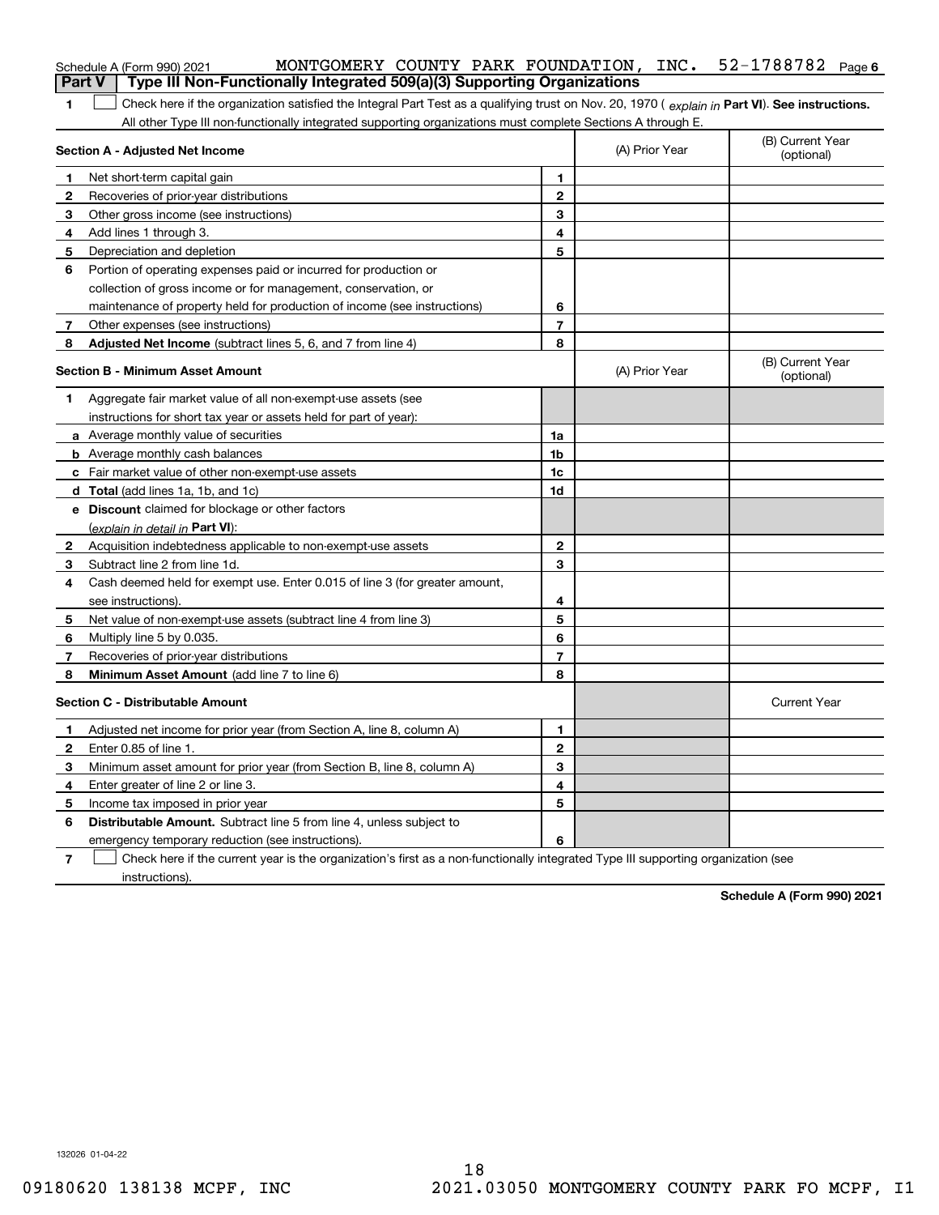Schedule A (Form 990) 2021 MONTGOMERY COUNTY PARK FOUNDATION, INC. 52-1788782 Page 6

## Part V Type III Non-Functionally Integrated 509(a)(3) Supporting Organizations

**1** ☐ Check here if the organization satisfied the Integral Part Test as a qualifying trust on Nov. 20, 1970 ( *explain in* **Part VI**). **See instructions.** All other Type III non-functionally integrated supporting organizations must complete Sections A through E.

| **Section A - Adjusted Net Income** | | (A) Prior Year | (B) Current Year (optional) |
|---|---|---|---|
| **1** Net short-term capital gain | **1** | | |
| **2** Recoveries of prior-year distributions | **2** | | |
| **3** Other gross income (see instructions) | **3** | | |
| **4** Add lines 1 through 3. | **4** | | |
| **5** Depreciation and depletion | **5** | | |
| **6** Portion of operating expenses paid or incurred for production or collection of gross income or for management, conservation, or maintenance of property held for production of income (see instructions) | **6** | | |
| **7** Other expenses (see instructions) | **7** | | |
| **8** **Adjusted Net Income** (subtract lines 5, 6, and 7 from line 4) | **8** | | |

| **Section B - Minimum Asset Amount** | | (A) Prior Year | (B) Current Year (optional) |
|---|---|---|---|
| **1** Aggregate fair market value of all non-exempt-use assets (see instructions for short tax year or assets held for part of year): | | | |
| **a** Average monthly value of securities | **1a** | | |
| **b** Average monthly cash balances | **1b** | | |
| **c** Fair market value of other non-exempt-use assets | **1c** | | |
| **d** **Total** (add lines 1a, 1b, and 1c) | **1d** | | |
| **e** **Discount** claimed for blockage or other factors (*explain in detail in* **Part VI**): | | | |
| **2** Acquisition indebtedness applicable to non-exempt-use assets | **2** | | |
| **3** Subtract line 2 from line 1d. | **3** | | |
| **4** Cash deemed held for exempt use. Enter 0.015 of line 3 (for greater amount, see instructions). | **4** | | |
| **5** Net value of non-exempt-use assets (subtract line 4 from line 3) | **5** | | |
| **6** Multiply line 5 by 0.035. | **6** | | |
| **7** Recoveries of prior-year distributions | **7** | | |
| **8** **Minimum Asset Amount** (add line 7 to line 6) | **8** | | |

| **Section C - Distributable Amount** | | | Current Year |
|---|---|---|---|
| **1** Adjusted net income for prior year (from Section A, line 8, column A) | **1** | | |
| **2** Enter 0.85 of line 1. | **2** | | |
| **3** Minimum asset amount for prior year (from Section B, line 8, column A) | **3** | | |
| **4** Enter greater of line 2 or line 3. | **4** | | |
| **5** Income tax imposed in prior year | **5** | | |
| **6** **Distributable Amount.** Subtract line 5 from line 4, unless subject to emergency temporary reduction (see instructions). | **6** | | |

**7** ☐ Check here if the current year is the organization's first as a non-functionally integrated Type III supporting organization (see instructions).

**Schedule A (Form 990) 2021**

132026 01-04-22

09180620 138138 MCPF, INC 2021.03050 MONTGOMERY COUNTY PARK FO MCPF, I1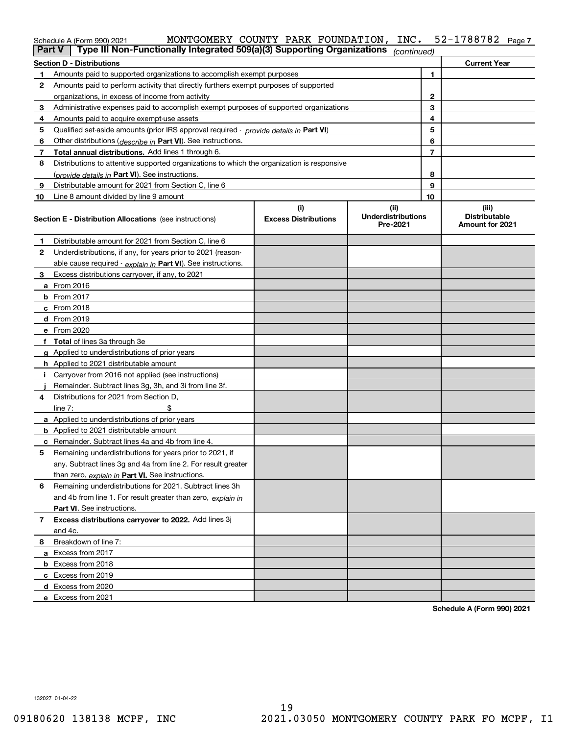Schedule A (Form 990) 2021 MONTGOMERY COUNTY PARK FOUNDATION, INC. 52-1788782

**Part V | Type III Non-Functionally Integrated 509(a)(3) Supporting Organizations** *(continued)*

| Section D - Distributions | | | Current Year |
|---|---|---|---|
| 1 | Amounts paid to supported organizations to accomplish exempt purposes | 1 | |
| 2 | Amounts paid to perform activity that directly furthers exempt purposes of supported organizations, in excess of income from activity | 2 | |
| 3 | Administrative expenses paid to accomplish exempt purposes of supported organizations | 3 | |
| 4 | Amounts paid to acquire exempt-use assets | 4 | |
| 5 | Qualified set-aside amounts (prior IRS approval required - *provide details in* **Part VI**) | 5 | |
| 6 | Other distributions (*describe in* **Part VI**). See instructions. | 6 | |
| 7 | **Total annual distributions.** Add lines 1 through 6. | 7 | |
| 8 | Distributions to attentive supported organizations to which the organization is responsive (*provide details in* **Part VI**). See instructions. | 8 | |
| 9 | Distributable amount for 2021 from Section C, line 6 | 9 | |
| 10 | Line 8 amount divided by line 9 amount | 10 | |

| **Section E - Distribution Allocations** (see instructions) | (i) Excess Distributions | (ii) Underdistributions Pre-2021 | (iii) Distributable Amount for 2021 |
|---|---|---|---|
| **1** Distributable amount for 2021 from Section C, line 6 | | | |
| **2** Underdistributions, if any, for years prior to 2021 (reasonable cause required - *explain in* **Part VI**). See instructions. | | | |
| **3** Excess distributions carryover, if any, to 2021 | | | |
| **a** From 2016 | | | |
| **b** From 2017 | | | |
| **c** From 2018 | | | |
| **d** From 2019 | | | |
| **e** From 2020 | | | |
| **f** **Total** of lines 3a through 3e | | | |
| **g** Applied to underdistributions of prior years | | | |
| **h** Applied to 2021 distributable amount | | | |
| **i** Carryover from 2016 not applied (see instructions) | | | |
| **j** Remainder. Subtract lines 3g, 3h, and 3i from line 3f. | | | |
| **4** Distributions for 2021 from Section D, line 7: $ | | | |
| **a** Applied to underdistributions of prior years | | | |
| **b** Applied to 2021 distributable amount | | | |
| **c** Remainder. Subtract lines 4a and 4b from line 4. | | | |
| **5** Remaining underdistributions for years prior to 2021, if any. Subtract lines 3g and 4a from line 2. For result greater than zero, *explain in* **Part VI.** See instructions. | | | |
| **6** Remaining underdistributions for 2021. Subtract lines 3h and 4b from line 1. For result greater than zero, *explain in* **Part VI**. See instructions. | | | |
| **7** **Excess distributions carryover to 2022.** Add lines 3j and 4c. | | | |
| **8** Breakdown of line 7: | | | |
| **a** Excess from 2017 | | | |
| **b** Excess from 2018 | | | |
| **c** Excess from 2019 | | | |
| **d** Excess from 2020 | | | |
| **e** Excess from 2021 | | | |

**Schedule A (Form 990) 2021**

132027 01-04-22

09180620 138138 MCPF, INC 2021.03050 MONTGOMERY COUNTY PARK FO MCPF, I1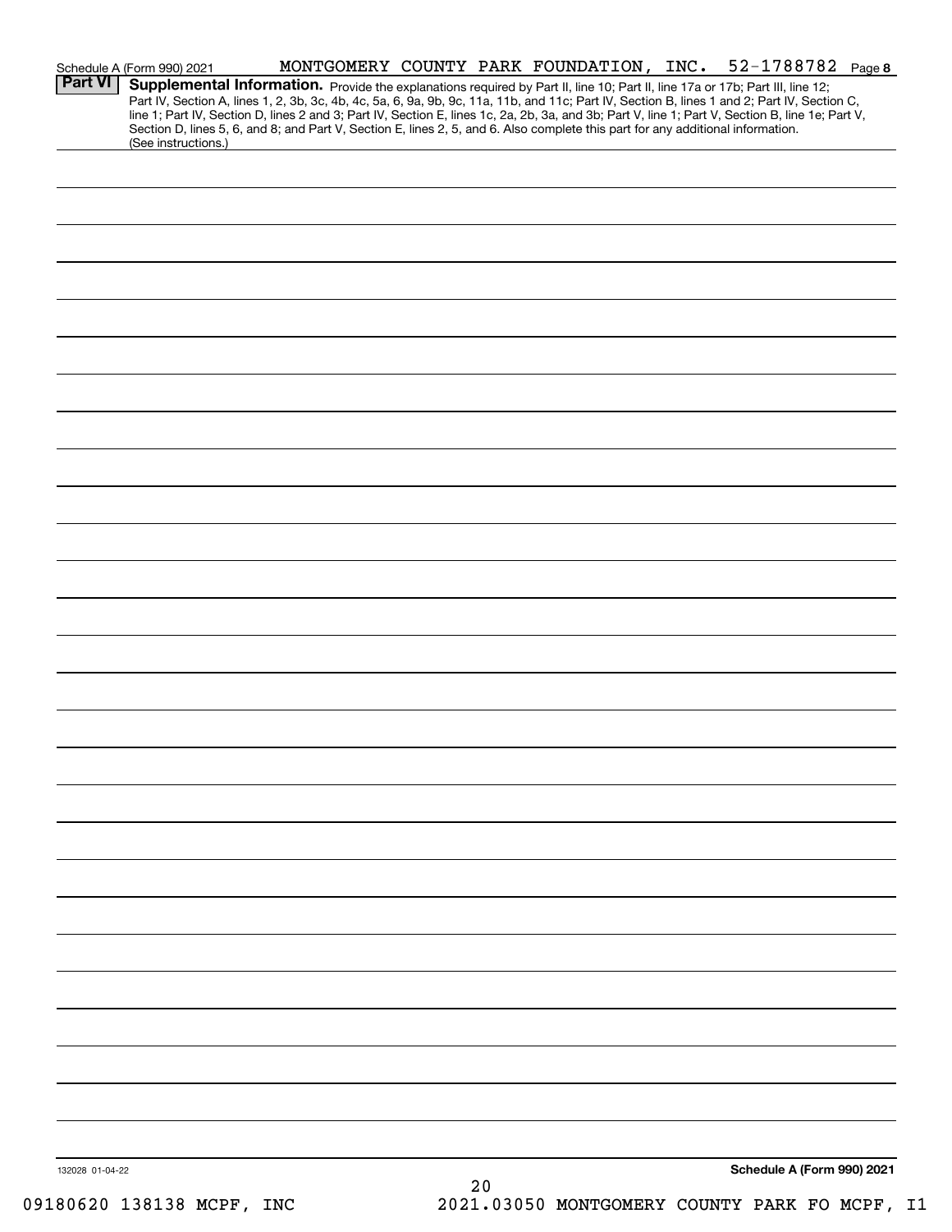Schedule A (Form 990) 2021 MONTGOMERY COUNTY PARK FOUNDATION, INC. 52-1788782 Page 8

**Part VI** **Supplemental Information.** Provide the explanations required by Part II, line 10; Part II, line 17a or 17b; Part III, line 12; Part IV, Section A, lines 1, 2, 3b, 3c, 4b, 4c, 5a, 6, 9a, 9b, 9c, 11a, 11b, and 11c; Part IV, Section B, lines 1 and 2; Part IV, Section C, line 1; Part IV, Section D, lines 2 and 3; Part IV, Section E, lines 1c, 2a, 2b, 3a, and 3b; Part V, line 1; Part V, Section B, line 1e; Part V, Section D, lines 5, 6, and 8; and Part V, Section E, lines 2, 5, and 6. Also complete this part for any additional information. (See instructions.)

132028 01-04-22 **Schedule A (Form 990) 2021**

09180620 138138 MCPF, INC 2021.03050 MONTGOMERY COUNTY PARK FO MCPF, I1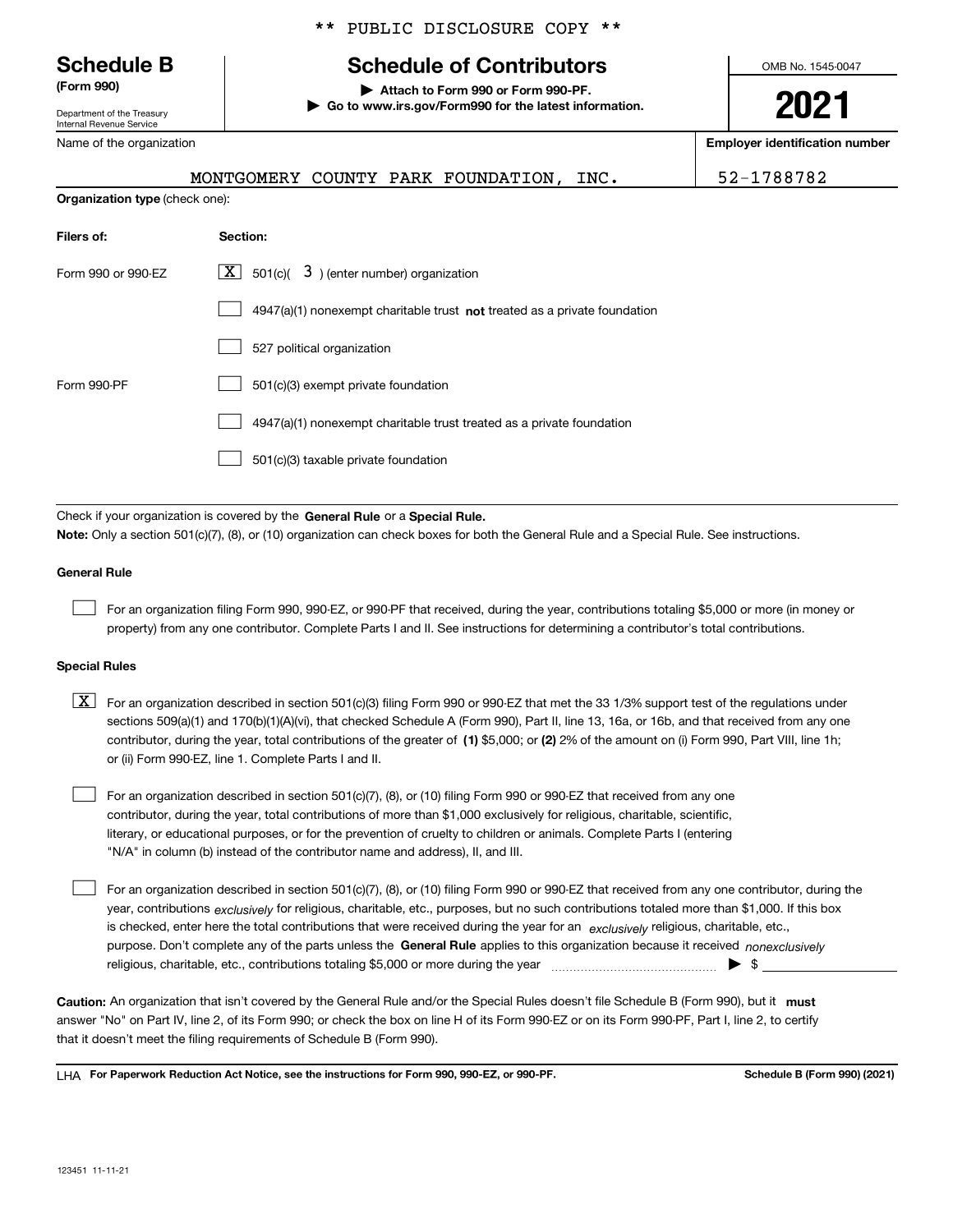\*\* PUBLIC DISCLOSURE COPY \*\*

# Schedule B
**(Form 990)**

Department of the Treasury
Internal Revenue Service

## Schedule of Contributors

▶ Attach to Form 990 or Form 990-PF.
▶ Go to www.irs.gov/Form990 for the latest information.

OMB No. 1545-0047

**2021**

Name of the organization: MONTGOMERY COUNTY PARK FOUNDATION, INC.

**Employer identification number:** 52-1788782

**Organization type** (check one):

| Filers of: | Section: |
|---|---|
| Form 990 or 990-EZ | [X] 501(c)( 3 ) (enter number) organization |
| | [ ] 4947(a)(1) nonexempt charitable trust **not** treated as a private foundation |
| | [ ] 527 political organization |
| Form 990-PF | [ ] 501(c)(3) exempt private foundation |
| | [ ] 4947(a)(1) nonexempt charitable trust treated as a private foundation |
| | [ ] 501(c)(3) taxable private foundation |

Check if your organization is covered by the **General Rule** or a **Special Rule.**

**Note:** Only a section 501(c)(7), (8), or (10) organization can check boxes for both the General Rule and a Special Rule. See instructions.

### General Rule

[ ] For an organization filing Form 990, 990-EZ, or 990-PF that received, during the year, contributions totaling $5,000 or more (in money or property) from any one contributor. Complete Parts I and II. See instructions for determining a contributor's total contributions.

### Special Rules

[X] For an organization described in section 501(c)(3) filing Form 990 or 990-EZ that met the 33 1/3% support test of the regulations under sections 509(a)(1) and 170(b)(1)(A)(vi), that checked Schedule A (Form 990), Part II, line 13, 16a, or 16b, and that received from any one contributor, during the year, total contributions of the greater of **(1)** $5,000; or **(2)** 2% of the amount on (i) Form 990, Part VIII, line 1h; or (ii) Form 990-EZ, line 1. Complete Parts I and II.

[ ] For an organization described in section 501(c)(7), (8), or (10) filing Form 990 or 990-EZ that received from any one contributor, during the year, total contributions of more than $1,000 exclusively for religious, charitable, scientific, literary, or educational purposes, or for the prevention of cruelty to children or animals. Complete Parts I (entering "N/A" in column (b) instead of the contributor name and address), II, and III.

[ ] For an organization described in section 501(c)(7), (8), or (10) filing Form 990 or 990-EZ that received from any one contributor, during the year, contributions *exclusively* for religious, charitable, etc., purposes, but no such contributions totaled more than $1,000. If this box is checked, enter here the total contributions that were received during the year for an *exclusively* religious, charitable, etc., purpose. Don't complete any of the parts unless the **General Rule** applies to this organization because it received *nonexclusively* religious, charitable, etc., contributions totaling $5,000 or more during the year ▶ $ \_\_\_\_\_\_\_\_

**Caution:** An organization that isn't covered by the General Rule and/or the Special Rules doesn't file Schedule B (Form 990), but it **must** answer "No" on Part IV, line 2, of its Form 990; or check the box on line H of its Form 990-EZ or on its Form 990-PF, Part I, line 2, to certify that it doesn't meet the filing requirements of Schedule B (Form 990).

LHA **For Paperwork Reduction Act Notice, see the instructions for Form 990, 990-EZ, or 990-PF.** **Schedule B (Form 990) (2021)**

123451 11-11-21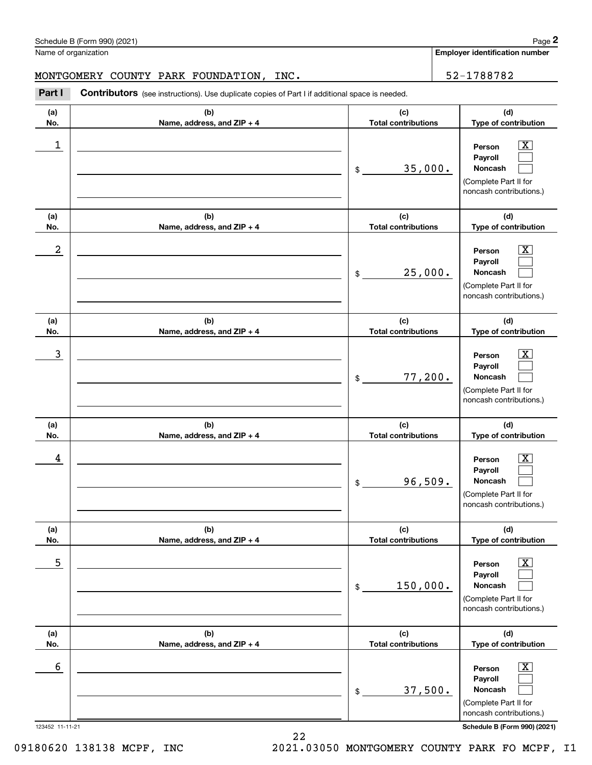Schedule B (Form 990) (2021)

Name of organization: MONTGOMERY COUNTY PARK FOUNDATION, INC.

Employer identification number: 52-1788782

**Part I** **Contributors** (see instructions). Use duplicate copies of Part I if additional space is needed.

| (a) No. | (b) Name, address, and ZIP + 4 | (c) Total contributions | (d) Type of contribution |
|---|---|---|---|
| 1 | | $ 35,000. | Person [X] Payroll [ ] Noncash [ ] (Complete Part II for noncash contributions.) |
| 2 | | $ 25,000. | Person [X] Payroll [ ] Noncash [ ] (Complete Part II for noncash contributions.) |
| 3 | | $ 77,200. | Person [X] Payroll [ ] Noncash [ ] (Complete Part II for noncash contributions.) |
| 4 | | $ 96,509. | Person [X] Payroll [ ] Noncash [ ] (Complete Part II for noncash contributions.) |
| 5 | | $ 150,000. | Person [X] Payroll [ ] Noncash [ ] (Complete Part II for noncash contributions.) |
| 6 | | $ 37,500. | Person [X] Payroll [ ] Noncash [ ] (Complete Part II for noncash contributions.) |

123452 11-11-21

Schedule B (Form 990) (2021)

09180620 138138 MCPF, INC 2021.03050 MONTGOMERY COUNTY PARK FO MCPF, I1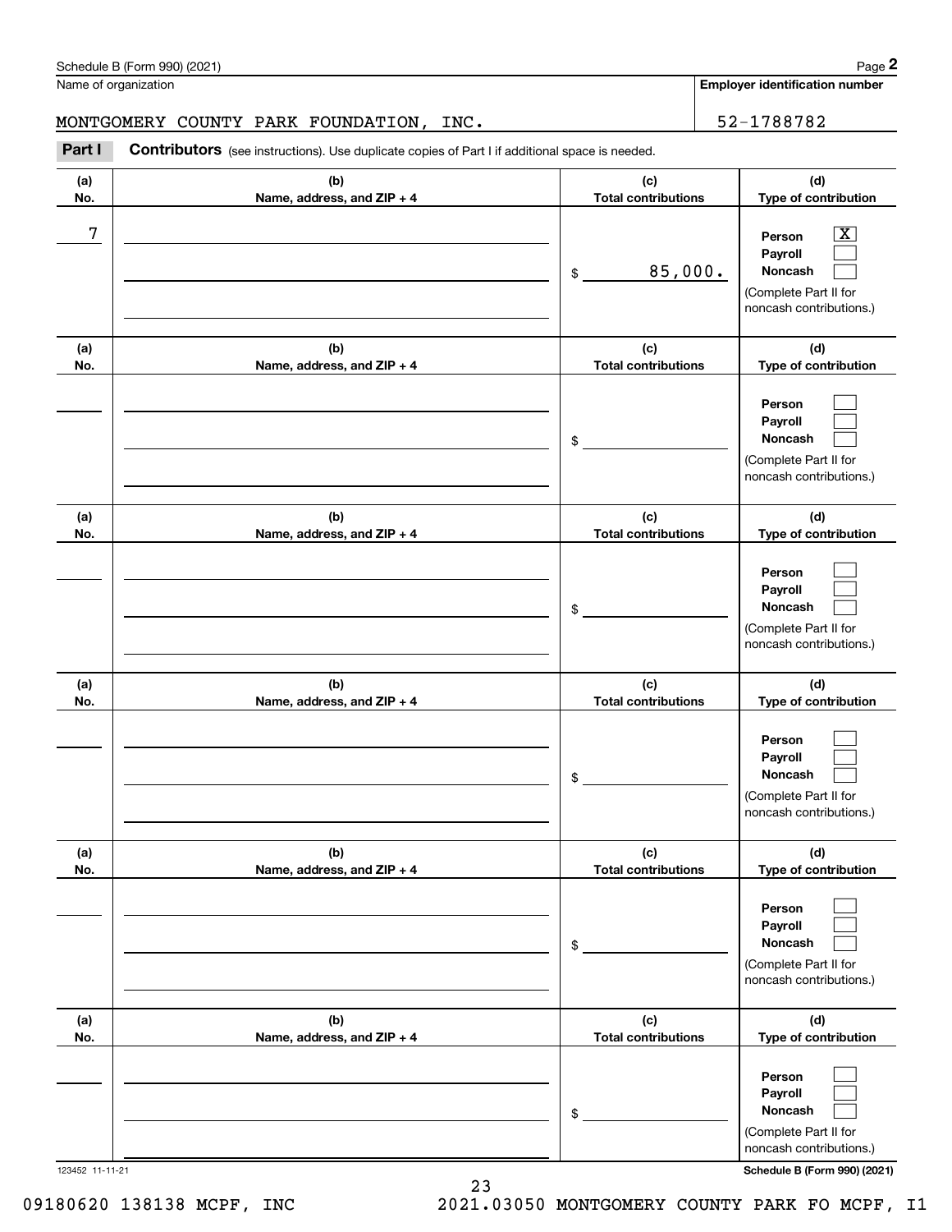Schedule B (Form 990) (2021) Page **2**

Name of organization: MONTGOMERY COUNTY PARK FOUNDATION, INC.

**Employer identification number**: 52-1788782

**Part I** **Contributors** (see instructions). Use duplicate copies of Part I if additional space is needed.

| (a) No. | (b) Name, address, and ZIP + 4 | (c) Total contributions | (d) Type of contribution |
|---|---|---|---|
| 7 | | $ 85,000. | Person [X] Payroll [ ] Noncash [ ] (Complete Part II for noncash contributions.) |
| | | $ | Person [ ] Payroll [ ] Noncash [ ] (Complete Part II for noncash contributions.) |
| | | $ | Person [ ] Payroll [ ] Noncash [ ] (Complete Part II for noncash contributions.) |
| | | $ | Person [ ] Payroll [ ] Noncash [ ] (Complete Part II for noncash contributions.) |
| | | $ | Person [ ] Payroll [ ] Noncash [ ] (Complete Part II for noncash contributions.) |
| | | $ | Person [ ] Payroll [ ] Noncash [ ] (Complete Part II for noncash contributions.) |

123452 11-11-21 **Schedule B (Form 990) (2021)**

09180620 138138 MCPF, INC 2021.03050 MONTGOMERY COUNTY PARK FO MCPF, I1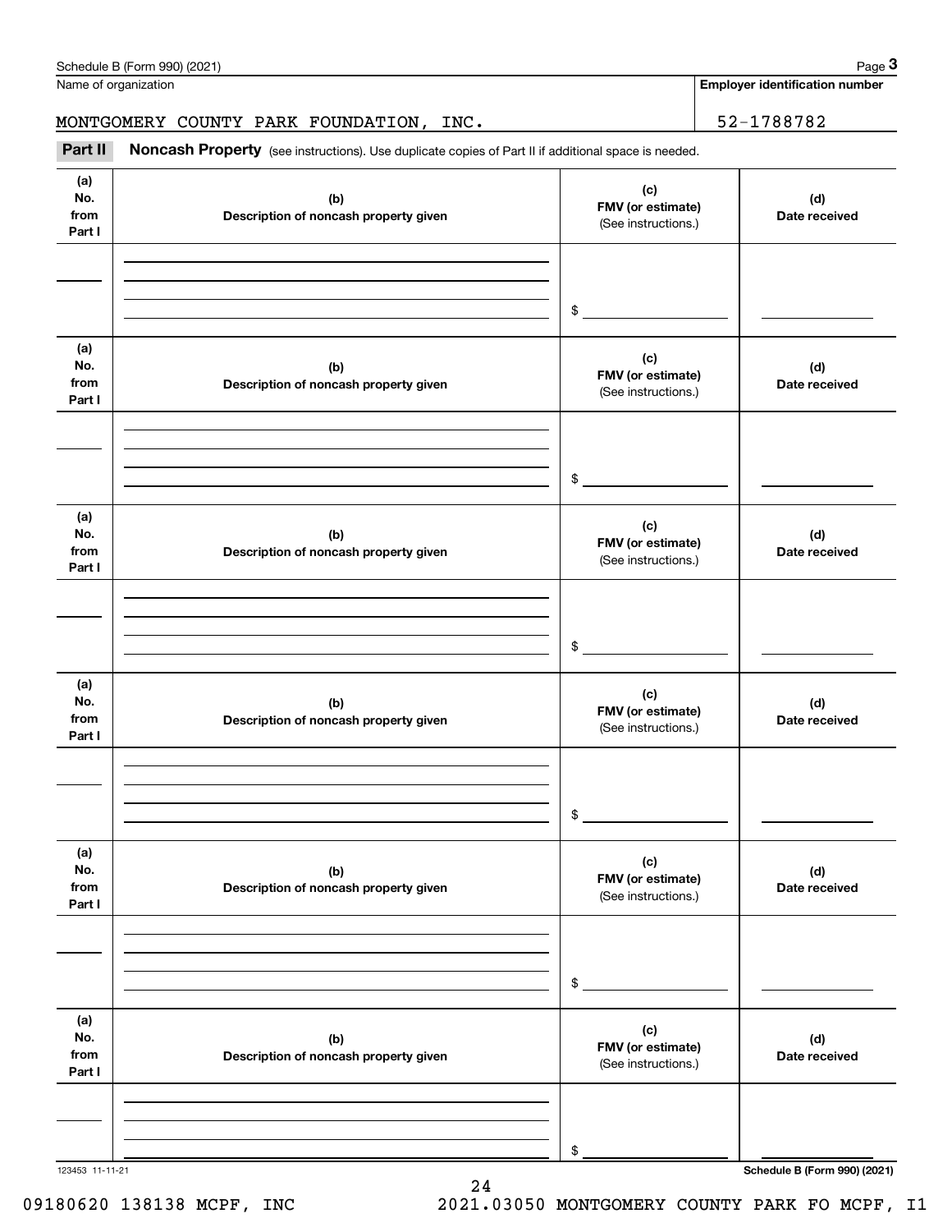Schedule B (Form 990) (2021)

Name of organization: MONTGOMERY COUNTY PARK FOUNDATION, INC.

Employer identification number: 52-1788782

**Part II** **Noncash Property** (see instructions). Use duplicate copies of Part II if additional space is needed.

| (a) No. from Part I | (b) Description of noncash property given | (c) FMV (or estimate) (See instructions.) | (d) Date received |
|---|---|---|---|
| | | $ | |

| (a) No. from Part I | (b) Description of noncash property given | (c) FMV (or estimate) (See instructions.) | (d) Date received |
|---|---|---|---|
| | | $ | |

| (a) No. from Part I | (b) Description of noncash property given | (c) FMV (or estimate) (See instructions.) | (d) Date received |
|---|---|---|---|
| | | $ | |

| (a) No. from Part I | (b) Description of noncash property given | (c) FMV (or estimate) (See instructions.) | (d) Date received |
|---|---|---|---|
| | | $ | |

| (a) No. from Part I | (b) Description of noncash property given | (c) FMV (or estimate) (See instructions.) | (d) Date received |
|---|---|---|---|
| | | $ | |

| (a) No. from Part I | (b) Description of noncash property given | (c) FMV (or estimate) (See instructions.) | (d) Date received |
|---|---|---|---|
| | | $ | |

123453 11-11-21

Schedule B (Form 990) (2021)

09180620 138138 MCPF, INC 2021.03050 MONTGOMERY COUNTY PARK FO MCPF, I1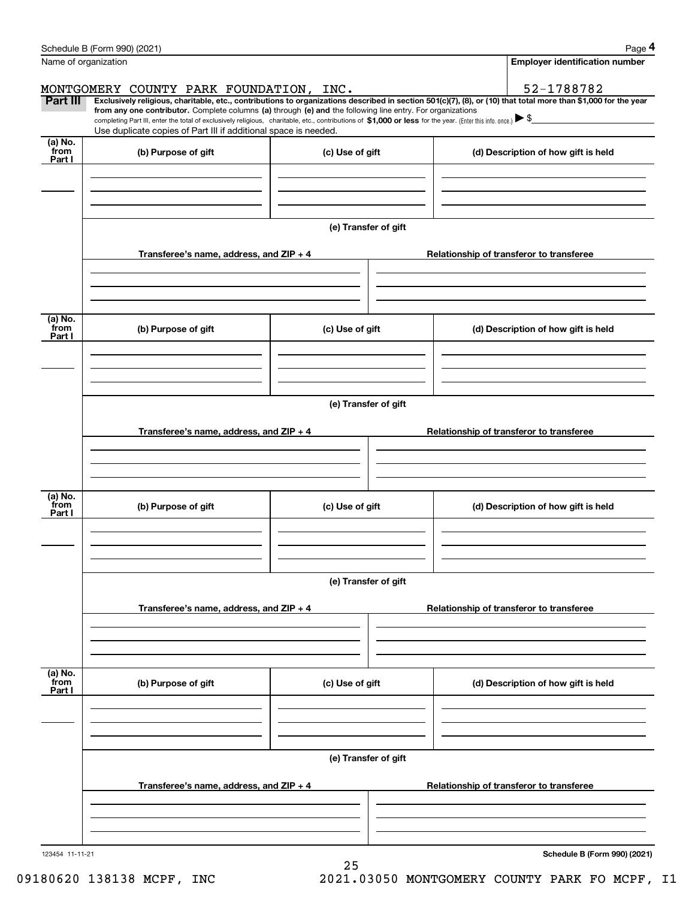Schedule B (Form 990) (2021) Page **4**

Name of organization | **Employer identification number**

MONTGOMERY COUNTY PARK FOUNDATION, INC. | 52-1788782

**Part III** **Exclusively religious, charitable, etc., contributions to organizations described in section 501(c)(7), (8), or (10) that total more than $1,000 for the year from any one contributor.** Complete columns **(a)** through **(e) and** the following line entry. For organizations completing Part III, enter the total of exclusively religious, charitable, etc., contributions of **$1,000 or less** for the year. (Enter this info. once.) ▶ $

Use duplicate copies of Part III if additional space is needed.

| (a) No. from Part I | (b) Purpose of gift | (c) Use of gift | (d) Description of how gift is held |
|---|---|---|---|
| | | | |

**(e) Transfer of gift**

| Transferee's name, address, and ZIP + 4 | Relationship of transferor to transferee |
|---|---|
| | |

| (a) No. from Part I | (b) Purpose of gift | (c) Use of gift | (d) Description of how gift is held |
|---|---|---|---|
| | | | |

**(e) Transfer of gift**

| Transferee's name, address, and ZIP + 4 | Relationship of transferor to transferee |
|---|---|
| | |

| (a) No. from Part I | (b) Purpose of gift | (c) Use of gift | (d) Description of how gift is held |
|---|---|---|---|
| | | | |

**(e) Transfer of gift**

| Transferee's name, address, and ZIP + 4 | Relationship of transferor to transferee |
|---|---|
| | |

| (a) No. from Part I | (b) Purpose of gift | (c) Use of gift | (d) Description of how gift is held |
|---|---|---|---|
| | | | |

**(e) Transfer of gift**

| Transferee's name, address, and ZIP + 4 | Relationship of transferor to transferee |
|---|---|
| | |

123454 11-11-21 **Schedule B (Form 990) (2021)**

09180620 138138 MCPF, INC 2021.03050 MONTGOMERY COUNTY PARK FO MCPF, I1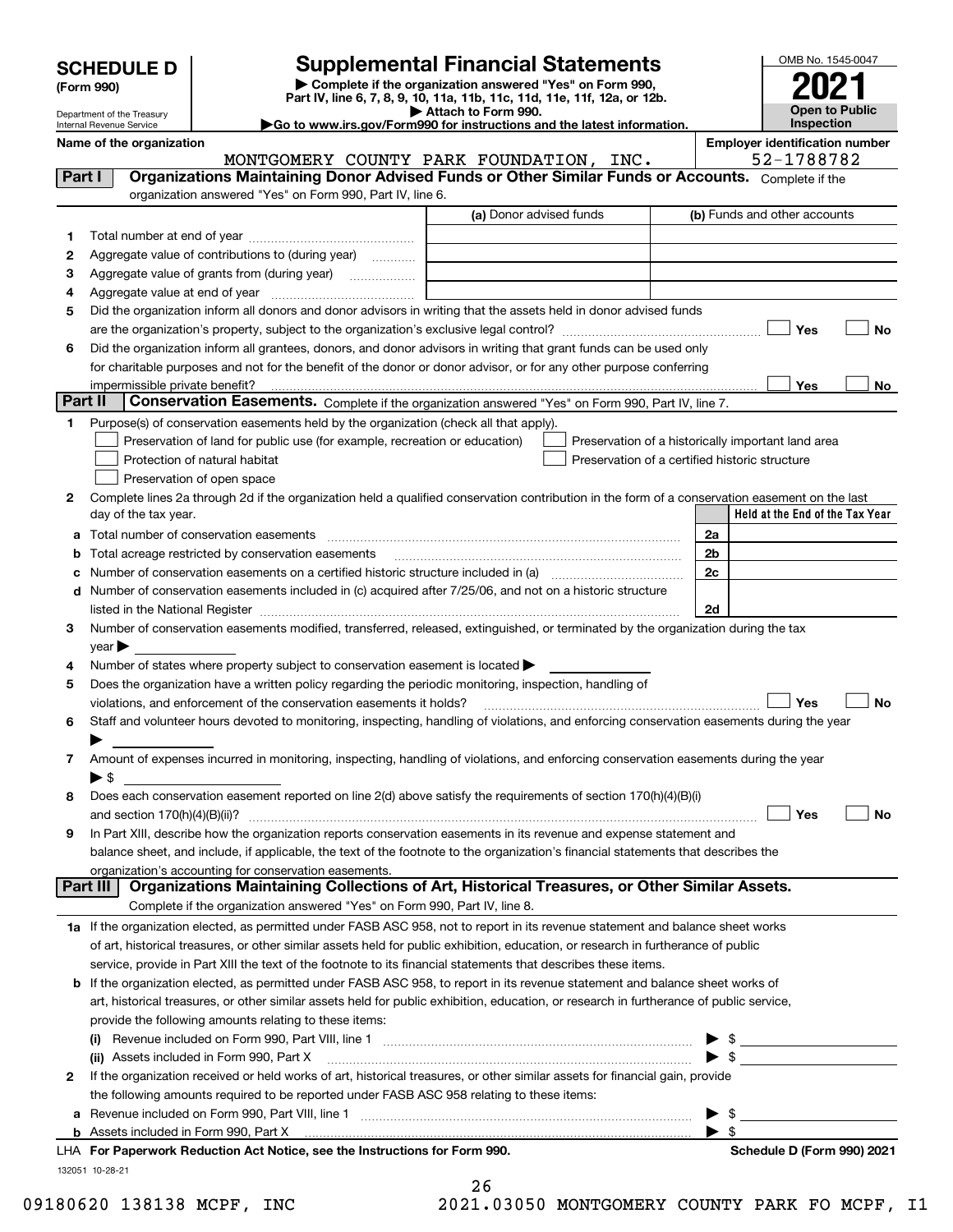**SCHEDULE D**
**(Form 990)**

Department of the Treasury
Internal Revenue Service

# Supplemental Financial Statements

▶ Complete if the organization answered "Yes" on Form 990, Part IV, line 6, 7, 8, 9, 10, 11a, 11b, 11c, 11d, 11e, 11f, 12a, or 12b.
▶ Attach to Form 990.
▶Go to www.irs.gov/Form990 for instructions and the latest information.

OMB No. 1545-0047
**2021**
**Open to Public Inspection**

**Name of the organization**
MONTGOMERY COUNTY PARK FOUNDATION, INC.

**Employer identification number**
52-1788782

## Part I — Organizations Maintaining Donor Advised Funds or Other Similar Funds or Accounts.
Complete if the organization answered "Yes" on Form 990, Part IV, line 6.

| | | (a) Donor advised funds | (b) Funds and other accounts |
|---|---|---|---|
| 1 | Total number at end of year | | |
| 2 | Aggregate value of contributions to (during year) | | |
| 3 | Aggregate value of grants from (during year) | | |
| 4 | Aggregate value at end of year | | |

5 Did the organization inform all donors and donor advisors in writing that the assets held in donor advised funds are the organization's property, subject to the organization's exclusive legal control? ☐ Yes ☐ No

6 Did the organization inform all grantees, donors, and donor advisors in writing that grant funds can be used only for charitable purposes and not for the benefit of the donor or donor advisor, or for any other purpose conferring impermissible private benefit? ☐ Yes ☐ No

## Part II — Conservation Easements.
Complete if the organization answered "Yes" on Form 990, Part IV, line 7.

1 Purpose(s) of conservation easements held by the organization (check all that apply).
- ☐ Preservation of land for public use (for example, recreation or education)
- ☐ Protection of natural habitat
- ☐ Preservation of open space
- ☐ Preservation of a historically important land area
- ☐ Preservation of a certified historic structure

2 Complete lines 2a through 2d if the organization held a qualified conservation contribution in the form of a conservation easement on the last day of the tax year.

| | | | Held at the End of the Tax Year |
|---|---|---|---|
| a | Total number of conservation easements | 2a | |
| b | Total acreage restricted by conservation easements | 2b | |
| c | Number of conservation easements on a certified historic structure included in (a) | 2c | |
| d | Number of conservation easements included in (c) acquired after 7/25/06, and not on a historic structure listed in the National Register | 2d | |

3 Number of conservation easements modified, transferred, released, extinguished, or terminated by the organization during the tax year ▶

4 Number of states where property subject to conservation easement is located ▶

5 Does the organization have a written policy regarding the periodic monitoring, inspection, handling of violations, and enforcement of the conservation easements it holds? ☐ Yes ☐ No

6 Staff and volunteer hours devoted to monitoring, inspecting, handling of violations, and enforcing conservation easements during the year ▶

7 Amount of expenses incurred in monitoring, inspecting, handling of violations, and enforcing conservation easements during the year ▶ $

8 Does each conservation easement reported on line 2(d) above satisfy the requirements of section 170(h)(4)(B)(i) and section 170(h)(4)(B)(ii)? ☐ Yes ☐ No

9 In Part XIII, describe how the organization reports conservation easements in its revenue and expense statement and balance sheet, and include, if applicable, the text of the footnote to the organization's financial statements that describes the organization's accounting for conservation easements.

## Part III — Organizations Maintaining Collections of Art, Historical Treasures, or Other Similar Assets.
Complete if the organization answered "Yes" on Form 990, Part IV, line 8.

1a If the organization elected, as permitted under FASB ASC 958, not to report in its revenue statement and balance sheet works of art, historical treasures, or other similar assets held for public exhibition, education, or research in furtherance of public service, provide in Part XIII the text of the footnote to its financial statements that describes these items.

b If the organization elected, as permitted under FASB ASC 958, to report in its revenue statement and balance sheet works of art, historical treasures, or other similar assets held for public exhibition, education, or research in furtherance of public service, provide the following amounts relating to these items:

(i) Revenue included on Form 990, Part VIII, line 1 ▶ $

(ii) Assets included in Form 990, Part X ▶ $

2 If the organization received or held works of art, historical treasures, or other similar assets for financial gain, provide the following amounts required to be reported under FASB ASC 958 relating to these items:

a Revenue included on Form 990, Part VIII, line 1 ▶ $

b Assets included in Form 990, Part X ▶ $

LHA **For Paperwork Reduction Act Notice, see the Instructions for Form 990.** **Schedule D (Form 990) 2021**

132051 10-28-21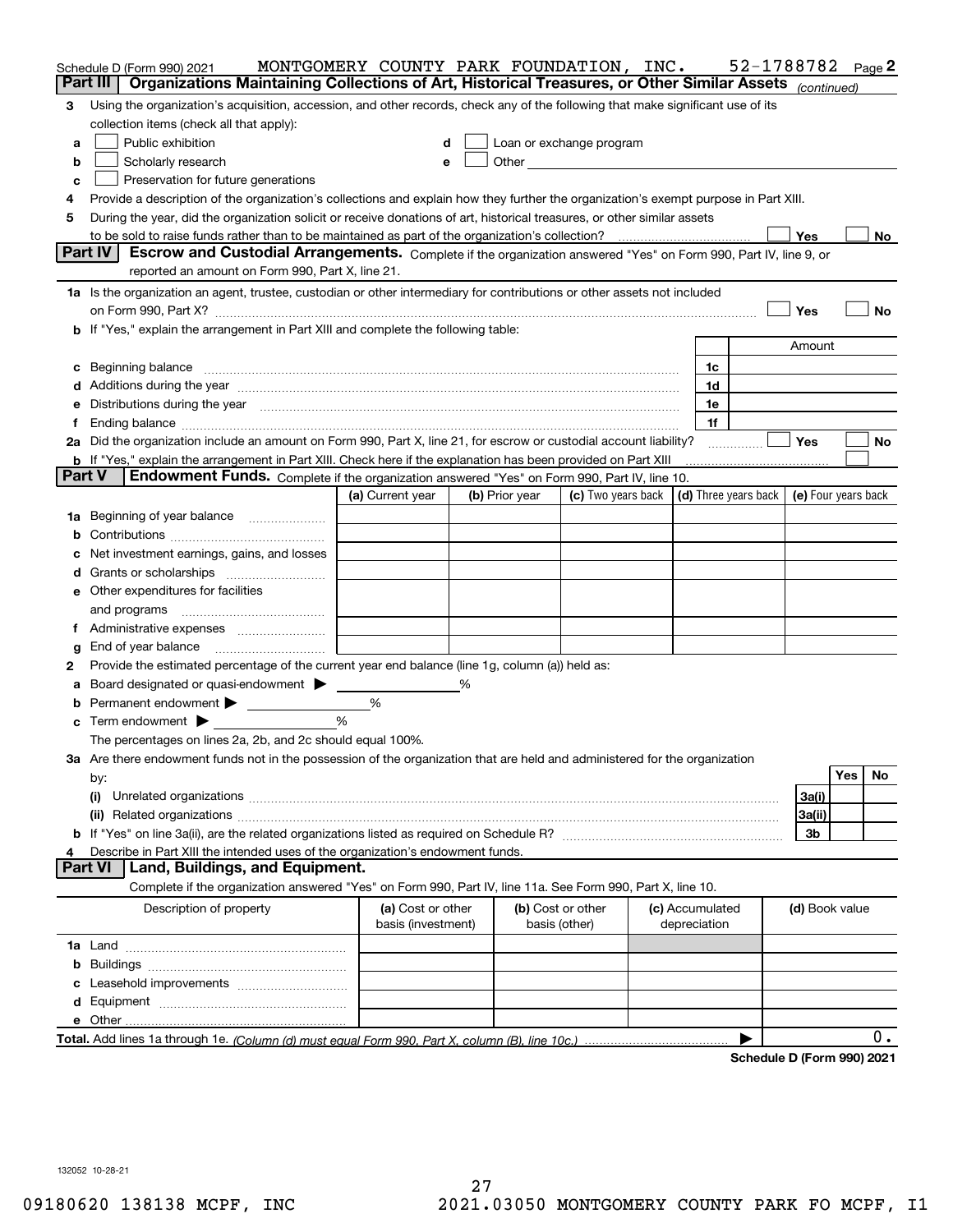Schedule D (Form 990) 2021 MONTGOMERY COUNTY PARK FOUNDATION, INC. 52-1788782 Page 2

## Part III Organizations Maintaining Collections of Art, Historical Treasures, or Other Similar Assets *(continued)*

**3** Using the organization's acquisition, accession, and other records, check any of the following that make significant use of its collection items (check all that apply):

- **a** ☐ Public exhibition
- **b** ☐ Scholarly research
- **c** ☐ Preservation for future generations
- **d** ☐ Loan or exchange program
- **e** ☐ Other

**4** Provide a description of the organization's collections and explain how they further the organization's exempt purpose in Part XIII.

**5** During the year, did the organization solicit or receive donations of art, historical treasures, or other similar assets to be sold to raise funds rather than to be maintained as part of the organization's collection? ☐ Yes ☐ No

## Part IV Escrow and Custodial Arrangements.

Complete if the organization answered "Yes" on Form 990, Part IV, line 9, or reported an amount on Form 990, Part X, line 21.

**1a** Is the organization an agent, trustee, custodian or other intermediary for contributions or other assets not included on Form 990, Part X? ☐ Yes ☐ No

**b** If "Yes," explain the arrangement in Part XIII and complete the following table:

| | | | Amount |
|---|---|---|---|
| c | Beginning balance | 1c | |
| d | Additions during the year | 1d | |
| e | Distributions during the year | 1e | |
| f | Ending balance | 1f | |

**2a** Did the organization include an amount on Form 990, Part X, line 21, for escrow or custodial account liability? ☐ Yes ☐ No

**b** If "Yes," explain the arrangement in Part XIII. Check here if the explanation has been provided on Part XIII ☐

## Part V Endowment Funds.

Complete if the organization answered "Yes" on Form 990, Part IV, line 10.

| | | (a) Current year | (b) Prior year | (c) Two years back | (d) Three years back | (e) Four years back |
|---|---|---|---|---|---|---|
| 1a | Beginning of year balance | | | | | |
| b | Contributions | | | | | |
| c | Net investment earnings, gains, and losses | | | | | |
| d | Grants or scholarships | | | | | |
| e | Other expenditures for facilities and programs | | | | | |
| f | Administrative expenses | | | | | |
| g | End of year balance | | | | | |

**2** Provide the estimated percentage of the current year end balance (line 1g, column (a)) held as:

- **a** Board designated or quasi-endowment ▶ ______ %
- **b** Permanent endowment ▶ ______ %
- **c** Term endowment ▶ ______ %

The percentages on lines 2a, 2b, and 2c should equal 100%.

**3a** Are there endowment funds not in the possession of the organization that are held and administered for the organization by:

| | | | Yes | No |
|---|---|---|---|---|
| (i) | Unrelated organizations | 3a(i) | | |
| (ii) | Related organizations | 3a(ii) | | |
| b | If "Yes" on line 3a(ii), are the related organizations listed as required on Schedule R? | 3b | | |

**4** Describe in Part XIII the intended uses of the organization's endowment funds.

## Part VI Land, Buildings, and Equipment.

Complete if the organization answered "Yes" on Form 990, Part IV, line 11a. See Form 990, Part X, line 10.

| Description of property | (a) Cost or other basis (investment) | (b) Cost or other basis (other) | (c) Accumulated depreciation | (d) Book value |
|---|---|---|---|---|
| 1a Land | | | | |
| b Buildings | | | | |
| c Leasehold improvements | | | | |
| d Equipment | | | | |
| e Other | | | | |

**Total.** Add lines 1a through 1e. *(Column (d) must equal Form 990, Part X, column (B), line 10c.)* ▶ 0.

Schedule D (Form 990) 2021

132052 10-28-21

09180620 138138 MCPF, INC 2021.03050 MONTGOMERY COUNTY PARK FO MCPF, I1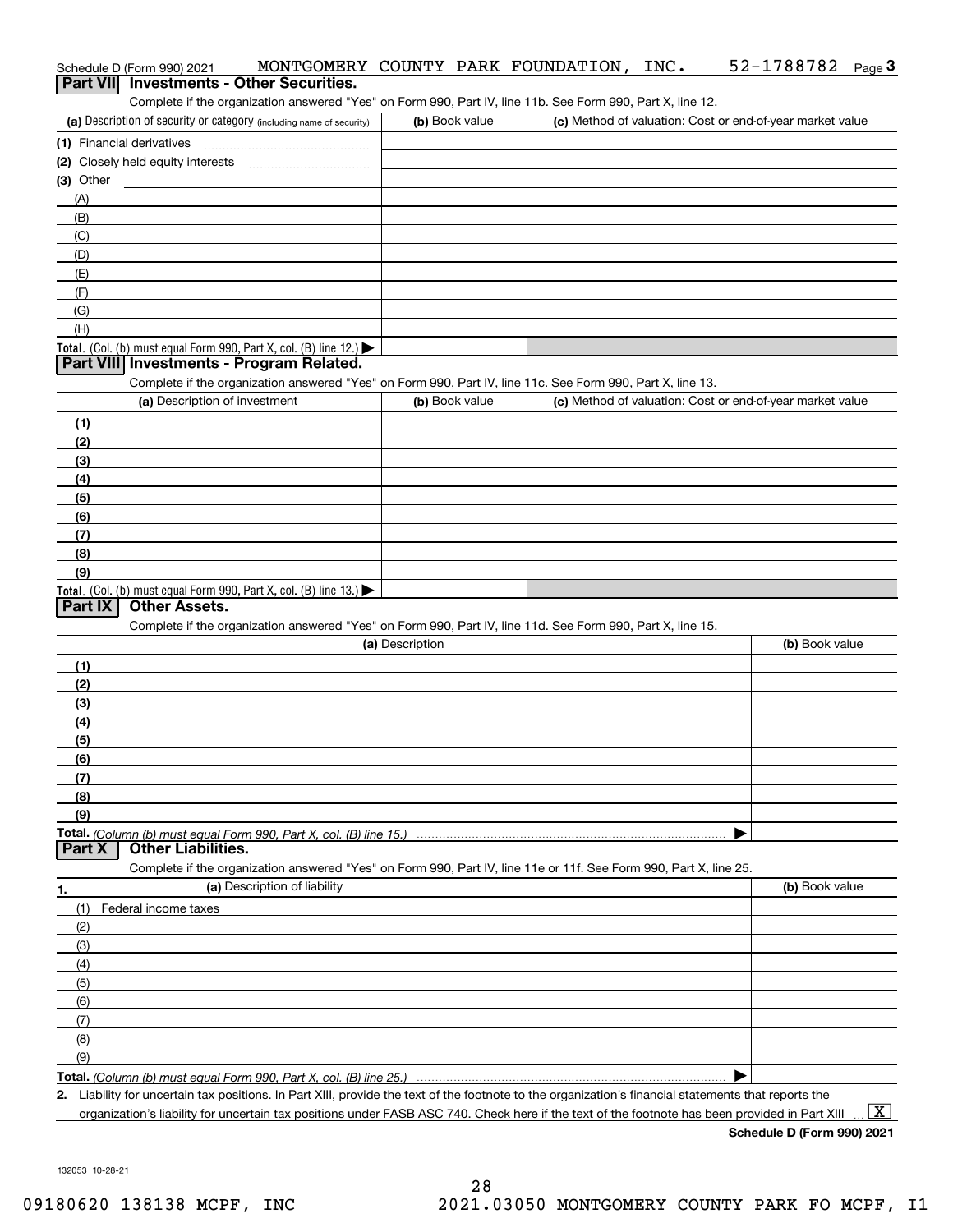Schedule D (Form 990) 2021 MONTGOMERY COUNTY PARK FOUNDATION, INC. 52-1788782 Page 3

## Part VII Investments - Other Securities.

Complete if the organization answered "Yes" on Form 990, Part IV, line 11b. See Form 990, Part X, line 12.

| (a) Description of security or category (including name of security) | (b) Book value | (c) Method of valuation: Cost or end-of-year market value |
|---|---|---|
| (1) Financial derivatives | | |
| (2) Closely held equity interests | | |
| (3) Other | | |
| (A) | | |
| (B) | | |
| (C) | | |
| (D) | | |
| (E) | | |
| (F) | | |
| (G) | | |
| (H) | | |
| **Total.** (Col. (b) must equal Form 990, Part X, col. (B) line 12.) ▶ | | |

## Part VIII Investments - Program Related.

Complete if the organization answered "Yes" on Form 990, Part IV, line 11c. See Form 990, Part X, line 13.

| (a) Description of investment | (b) Book value | (c) Method of valuation: Cost or end-of-year market value |
|---|---|---|
| (1) | | |
| (2) | | |
| (3) | | |
| (4) | | |
| (5) | | |
| (6) | | |
| (7) | | |
| (8) | | |
| (9) | | |
| **Total.** (Col. (b) must equal Form 990, Part X, col. (B) line 13.) ▶ | | |

## Part IX Other Assets.

Complete if the organization answered "Yes" on Form 990, Part IV, line 11d. See Form 990, Part X, line 15.

| (a) Description | (b) Book value |
|---|---|
| (1) | |
| (2) | |
| (3) | |
| (4) | |
| (5) | |
| (6) | |
| (7) | |
| (8) | |
| (9) | |
| **Total.** *(Column (b) must equal Form 990, Part X, col. (B) line 15.)* ▶ | |

## Part X Other Liabilities.

Complete if the organization answered "Yes" on Form 990, Part IV, line 11e or 11f. See Form 990, Part X, line 25.

| 1. (a) Description of liability | (b) Book value |
|---|---|
| (1) Federal income taxes | |
| (2) | |
| (3) | |
| (4) | |
| (5) | |
| (6) | |
| (7) | |
| (8) | |
| (9) | |
| **Total.** *(Column (b) must equal Form 990, Part X, col. (B) line 25.)* ▶ | |

2. Liability for uncertain tax positions. In Part XIII, provide the text of the footnote to the organization's financial statements that reports the organization's liability for uncertain tax positions under FASB ASC 740. Check here if the text of the footnote has been provided in Part XIII ... [X]

**Schedule D (Form 990) 2021**

132053 10-28-21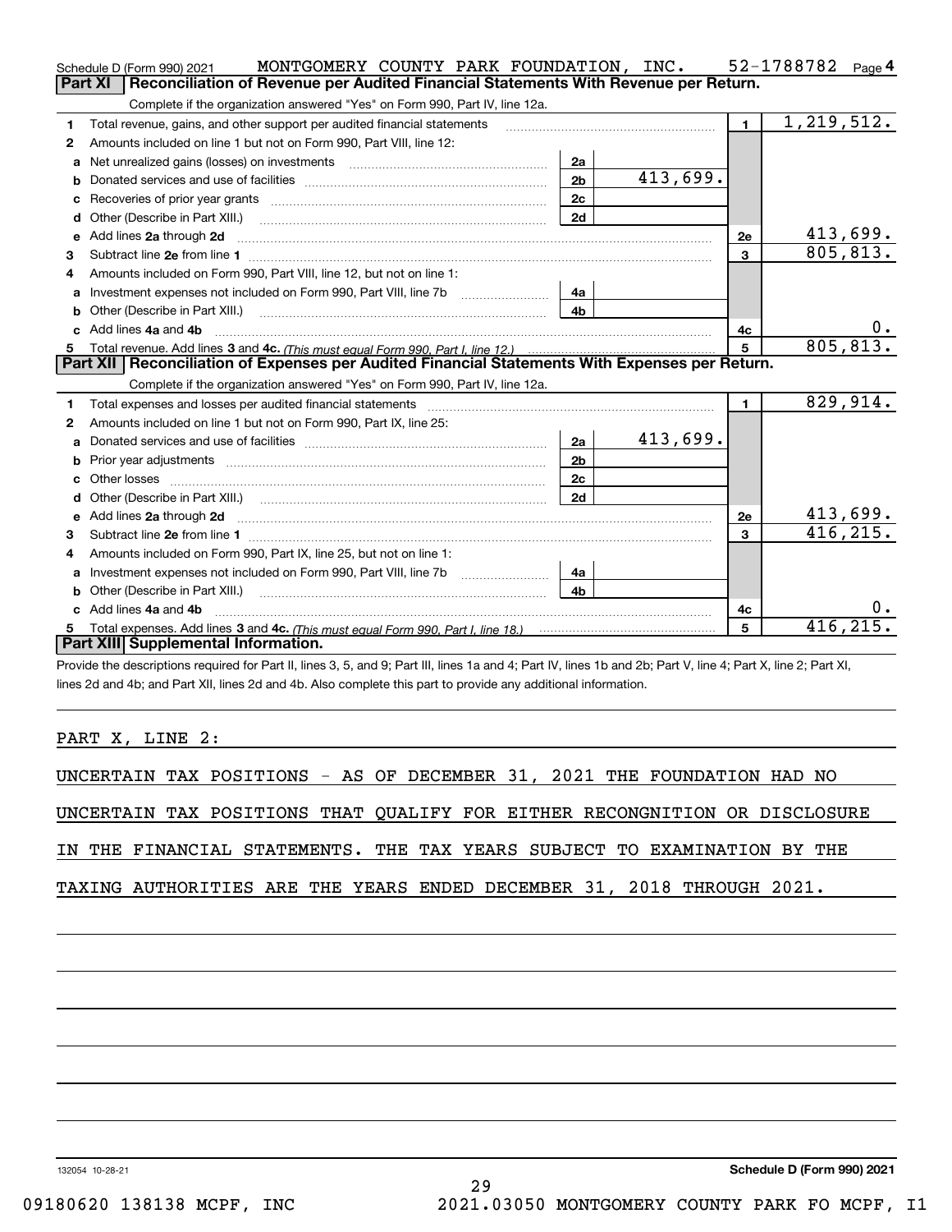Schedule D (Form 990) 2021 MONTGOMERY COUNTY PARK FOUNDATION, INC. 52-1788782 Page 4

## Part XI Reconciliation of Revenue per Audited Financial Statements With Revenue per Return.

Complete if the organization answered "Yes" on Form 990, Part IV, line 12a.

| | | | | | |
|---|---|---|---|---|---|
| 1 | Total revenue, gains, and other support per audited financial statements | | | 1 | 1,219,512. |
| 2 | Amounts included on line 1 but not on Form 990, Part VIII, line 12: | | | | |
| a | Net unrealized gains (losses) on investments | 2a | | | |
| b | Donated services and use of facilities | 2b | 413,699. | | |
| c | Recoveries of prior year grants | 2c | | | |
| d | Other (Describe in Part XIII.) | 2d | | | |
| e | Add lines 2a through 2d | | | 2e | 413,699. |
| 3 | Subtract line 2e from line 1 | | | 3 | 805,813. |
| 4 | Amounts included on Form 990, Part VIII, line 12, but not on line 1: | | | | |
| a | Investment expenses not included on Form 990, Part VIII, line 7b | 4a | | | |
| b | Other (Describe in Part XIII.) | 4b | | | |
| c | Add lines 4a and 4b | | | 4c | 0. |
| 5 | Total revenue. Add lines 3 and 4c. *(This must equal Form 990, Part I, line 12.)* | | | 5 | 805,813. |

## Part XII Reconciliation of Expenses per Audited Financial Statements With Expenses per Return.

Complete if the organization answered "Yes" on Form 990, Part IV, line 12a.

| | | | | | |
|---|---|---|---|---|---|
| 1 | Total expenses and losses per audited financial statements | | | 1 | 829,914. |
| 2 | Amounts included on line 1 but not on Form 990, Part IX, line 25: | | | | |
| a | Donated services and use of facilities | 2a | 413,699. | | |
| b | Prior year adjustments | 2b | | | |
| c | Other losses | 2c | | | |
| d | Other (Describe in Part XIII.) | 2d | | | |
| e | Add lines 2a through 2d | | | 2e | 413,699. |
| 3 | Subtract line 2e from line 1 | | | 3 | 416,215. |
| 4 | Amounts included on Form 990, Part IX, line 25, but not on line 1: | | | | |
| a | Investment expenses not included on Form 990, Part VIII, line 7b | 4a | | | |
| b | Other (Describe in Part XIII.) | 4b | | | |
| c | Add lines 4a and 4b | | | 4c | 0. |
| 5 | Total expenses. Add lines 3 and 4c. *(This must equal Form 990, Part I, line 18.)* | | | 5 | 416,215. |

## Part XIII Supplemental Information.

Provide the descriptions required for Part II, lines 3, 5, and 9; Part III, lines 1a and 4; Part IV, lines 1b and 2b; Part V, line 4; Part X, line 2; Part XI, lines 2d and 4b; and Part XII, lines 2d and 4b. Also complete this part to provide any additional information.

PART X, LINE 2:

UNCERTAIN TAX POSITIONS - AS OF DECEMBER 31, 2021 THE FOUNDATION HAD NO UNCERTAIN TAX POSITIONS THAT QUALIFY FOR EITHER RECONGNITION OR DISCLOSURE IN THE FINANCIAL STATEMENTS. THE TAX YEARS SUBJECT TO EXAMINATION BY THE TAXING AUTHORITIES ARE THE YEARS ENDED DECEMBER 31, 2018 THROUGH 2021.

132054 10-28-21 **Schedule D (Form 990) 2021**

09180620 138138 MCPF, INC 2021.03050 MONTGOMERY COUNTY PARK FO MCPF, I1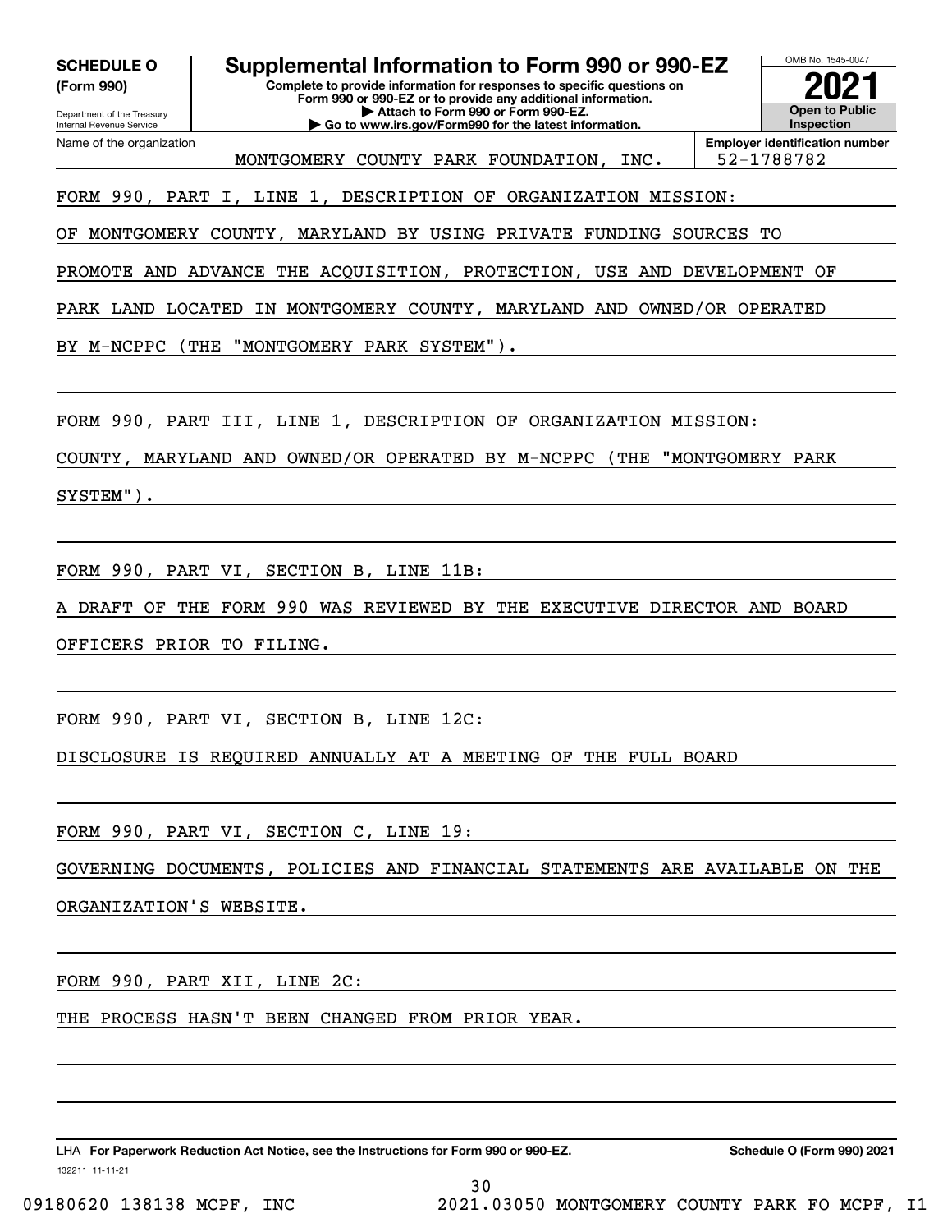**SCHEDULE O (Form 990)**

Department of the Treasury
Internal Revenue Service

# Supplemental Information to Form 990 or 990-EZ

**Complete to provide information for responses to specific questions on Form 990 or 990-EZ or to provide any additional information.**
**▶ Attach to Form 990 or Form 990-EZ.**
**▶ Go to www.irs.gov/Form990 for the latest information.**

OMB No. 1545-0047

**2021**

**Open to Public Inspection**

Name of the organization: MONTGOMERY COUNTY PARK FOUNDATION, INC.

**Employer identification number:** 52-1788782

FORM 990, PART I, LINE 1, DESCRIPTION OF ORGANIZATION MISSION:

OF MONTGOMERY COUNTY, MARYLAND BY USING PRIVATE FUNDING SOURCES TO PROMOTE AND ADVANCE THE ACQUISITION, PROTECTION, USE AND DEVELOPMENT OF PARK LAND LOCATED IN MONTGOMERY COUNTY, MARYLAND AND OWNED/OR OPERATED BY M-NCPPC (THE "MONTGOMERY PARK SYSTEM").

FORM 990, PART III, LINE 1, DESCRIPTION OF ORGANIZATION MISSION:

COUNTY, MARYLAND AND OWNED/OR OPERATED BY M-NCPPC (THE "MONTGOMERY PARK SYSTEM").

FORM 990, PART VI, SECTION B, LINE 11B:

A DRAFT OF THE FORM 990 WAS REVIEWED BY THE EXECUTIVE DIRECTOR AND BOARD OFFICERS PRIOR TO FILING.

FORM 990, PART VI, SECTION B, LINE 12C:

DISCLOSURE IS REQUIRED ANNUALLY AT A MEETING OF THE FULL BOARD

FORM 990, PART VI, SECTION C, LINE 19:

GOVERNING DOCUMENTS, POLICIES AND FINANCIAL STATEMENTS ARE AVAILABLE ON THE ORGANIZATION'S WEBSITE.

FORM 990, PART XII, LINE 2C:

THE PROCESS HASN'T BEEN CHANGED FROM PRIOR YEAR.

LHA **For Paperwork Reduction Act Notice, see the Instructions for Form 990 or 990-EZ.** **Schedule O (Form 990) 2021**

132211 11-11-21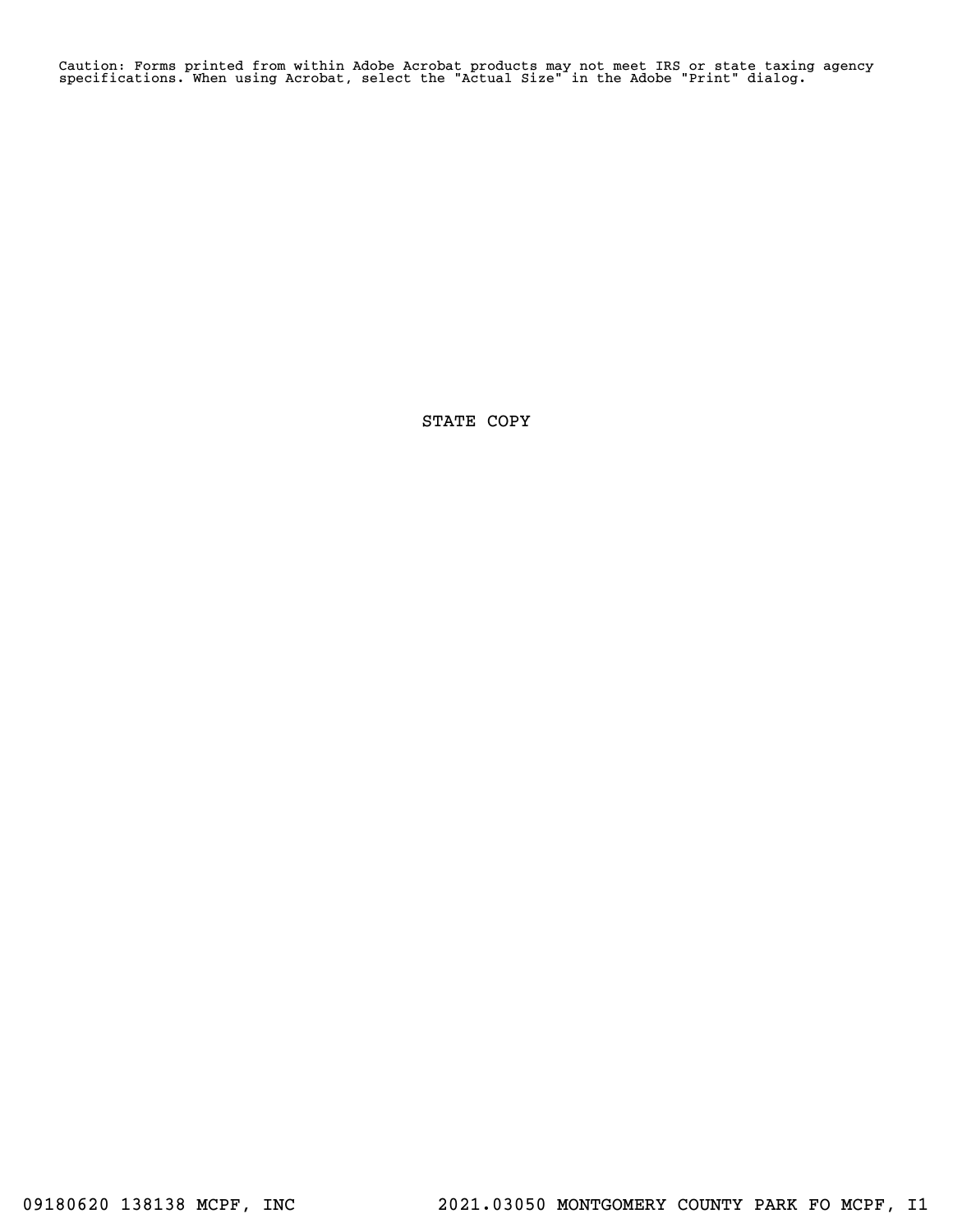Caution: Forms printed from within Adobe Acrobat products may not meet IRS or state taxing agency specifications. When using Acrobat, select the "Actual Size" in the Adobe "Print" dialog.

STATE COPY